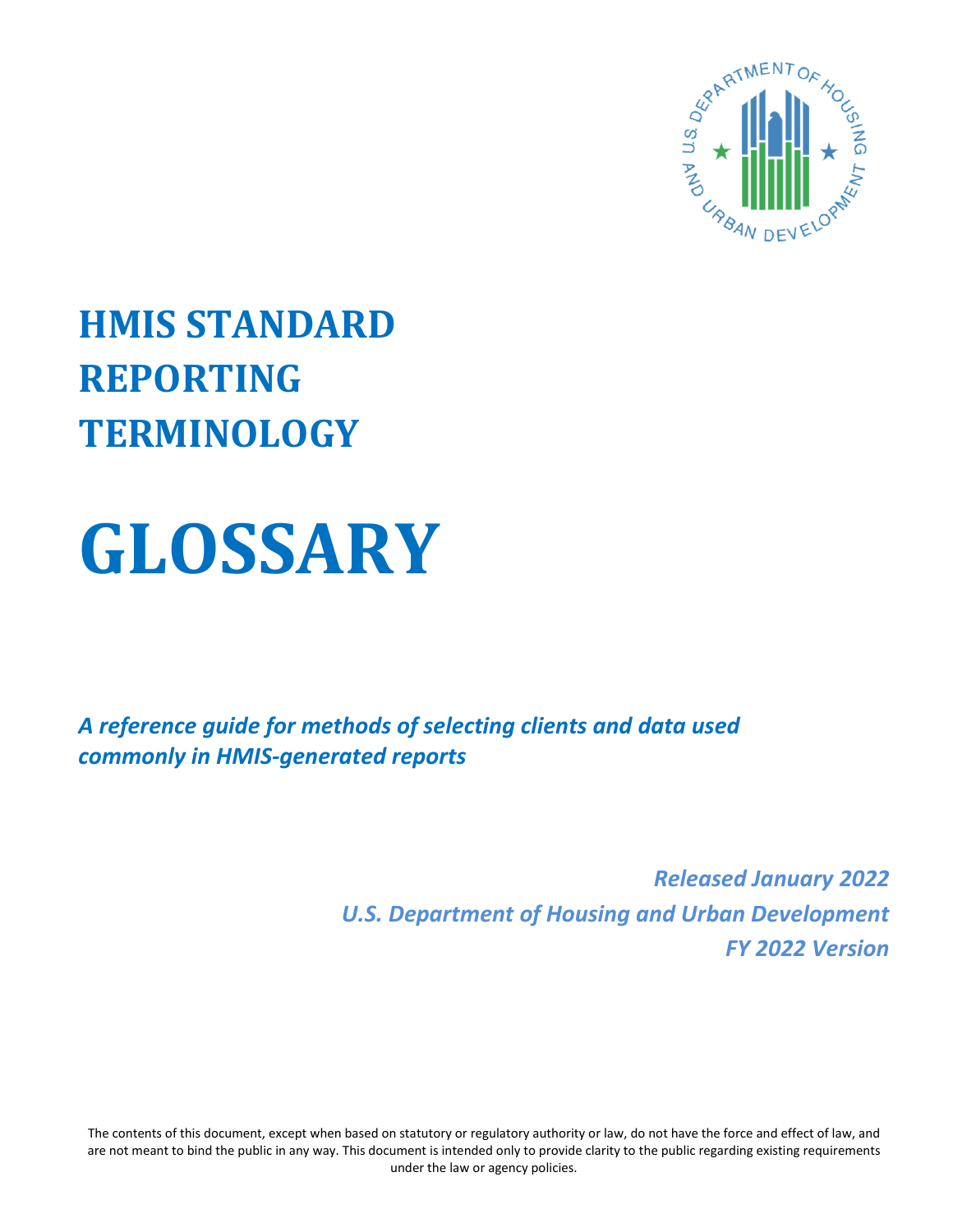# HMIS STANDARD REPORTING TERMINOLOGY

# GLOSSARY

*A reference guide for methods of selecting clients and data used commonly in HMIS-generated reports*

*Released January 2022*
*U.S. Department of Housing and Urban Development*
*FY 2022 Version*

The contents of this document, except when based on statutory or regulatory authority or law, do not have the force and effect of law, and are not meant to bind the public in any way. This document is intended only to provide clarity to the public regarding existing requirements under the law or agency policies.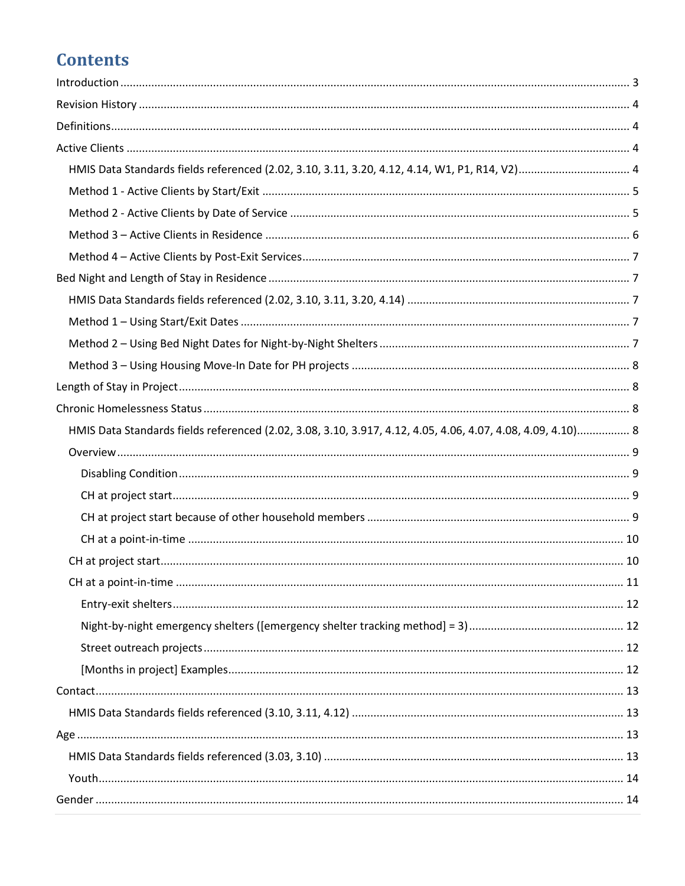# Contents

Introduction ........................................................................................................................................ 3

Revision History .................................................................................................................................. 4

Definitions ............................................................................................................................................ 4

Active Clients ...................................................................................................................................... 4

- HMIS Data Standards fields referenced (2.02, 3.10, 3.11, 3.20, 4.12, 4.14, W1, P1, R14, V2) .......... 4
- Method 1 - Active Clients by Start/Exit ........................................................................................ 5
- Method 2 - Active Clients by Date of Service ................................................................................ 5
- Method 3 – Active Clients in Residence ........................................................................................ 6
- Method 4 – Active Clients by Post-Exit Services ........................................................................... 7

Bed Night and Length of Stay in Residence ........................................................................................ 7

- HMIS Data Standards fields referenced (2.02, 3.10, 3.11, 3.20, 4.14) ........................................... 7
- Method 1 – Using Start/Exit Dates ............................................................................................... 7
- Method 2 – Using Bed Night Dates for Night-by-Night Shelters .................................................... 7
- Method 3 – Using Housing Move-In Date for PH projects ............................................................ 8

Length of Stay in Project ..................................................................................................................... 8

Chronic Homelessness Status ............................................................................................................. 8

- HMIS Data Standards fields referenced (2.02, 3.08, 3.10, 3.917, 4.12, 4.05, 4.06, 4.07, 4.08, 4.09, 4.10) ................ 8
- Overview ...................................................................................................................................... 9
  - Disabling Condition ................................................................................................................. 9
  - CH at project start ................................................................................................................... 9
  - CH at project start because of other household members ..................................................... 9
  - CH at a point-in-time ............................................................................................................ 10
- CH at project start ..................................................................................................................... 10
- CH at a point-in-time ................................................................................................................. 11
  - Entry-exit shelters .................................................................................................................. 12
  - Night-by-night emergency shelters ([emergency shelter tracking method] = 3) ................... 12
  - Street outreach projects ........................................................................................................ 12
  - [Months in project] Examples ................................................................................................ 12

Contact .............................................................................................................................................. 13

- HMIS Data Standards fields referenced (3.10, 3.11, 4.12) ........................................................... 13

Age .................................................................................................................................................... 13

- HMIS Data Standards fields referenced (3.03, 3.10) .................................................................... 13
- Youth .......................................................................................................................................... 14

Gender ............................................................................................................................................... 14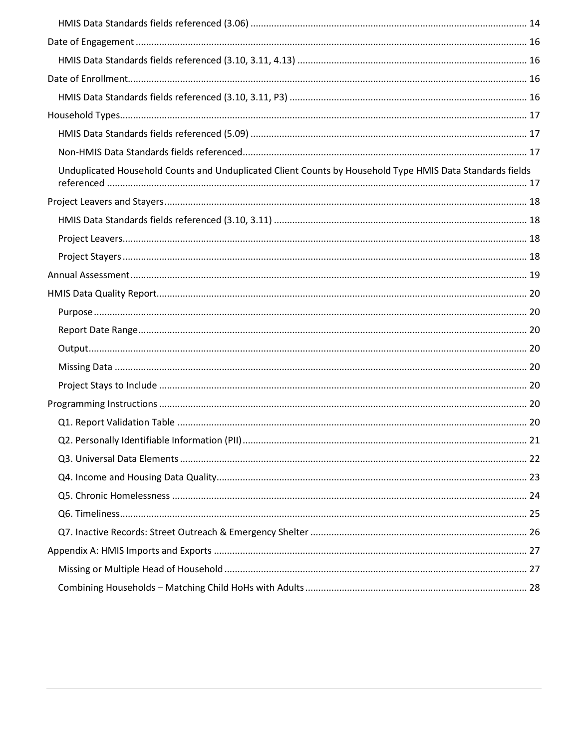HMIS Data Standards fields referenced (3.06) ........................................................................................ 14

Date of Engagement ................................................................................................................................... 16

HMIS Data Standards fields referenced (3.10, 3.11, 4.13) ....................................................................... 16

Date of Enrollment...................................................................................................................................... 16

HMIS Data Standards fields referenced (3.10, 3.11, P3) .......................................................................... 16

Household Types......................................................................................................................................... 17

HMIS Data Standards fields referenced (5.09) ........................................................................................ 17

Non-HMIS Data Standards fields referenced........................................................................................... 17

Unduplicated Household Counts and Unduplicated Client Counts by Household Type HMIS Data Standards fields referenced .............................................................................................................................................. 17

Project Leavers and Stayers........................................................................................................................ 18

HMIS Data Standards fields referenced (3.10, 3.11) ................................................................................ 18

Project Leavers........................................................................................................................................ 18

Project Stayers ........................................................................................................................................ 18

Annual Assessment ..................................................................................................................................... 19

HMIS Data Quality Report........................................................................................................................... 20

Purpose ................................................................................................................................................... 20

Report Date Range.................................................................................................................................. 20

Output..................................................................................................................................................... 20

Missing Data ........................................................................................................................................... 20

Project Stays to Include .......................................................................................................................... 20

Programming Instructions .......................................................................................................................... 20

Q1. Report Validation Table .................................................................................................................... 20

Q2. Personally Identifiable Information (PII)........................................................................................... 21

Q3. Universal Data Elements ................................................................................................................... 22

Q4. Income and Housing Data Quality..................................................................................................... 23

Q5. Chronic Homelessness ...................................................................................................................... 24

Q6. Timeliness.......................................................................................................................................... 25

Q7. Inactive Records: Street Outreach & Emergency Shelter ................................................................. 26

Appendix A: HMIS Imports and Exports ...................................................................................................... 27

Missing or Multiple Head of Household .................................................................................................. 27

Combining Households – Matching Child HoHs with Adults ................................................................... 28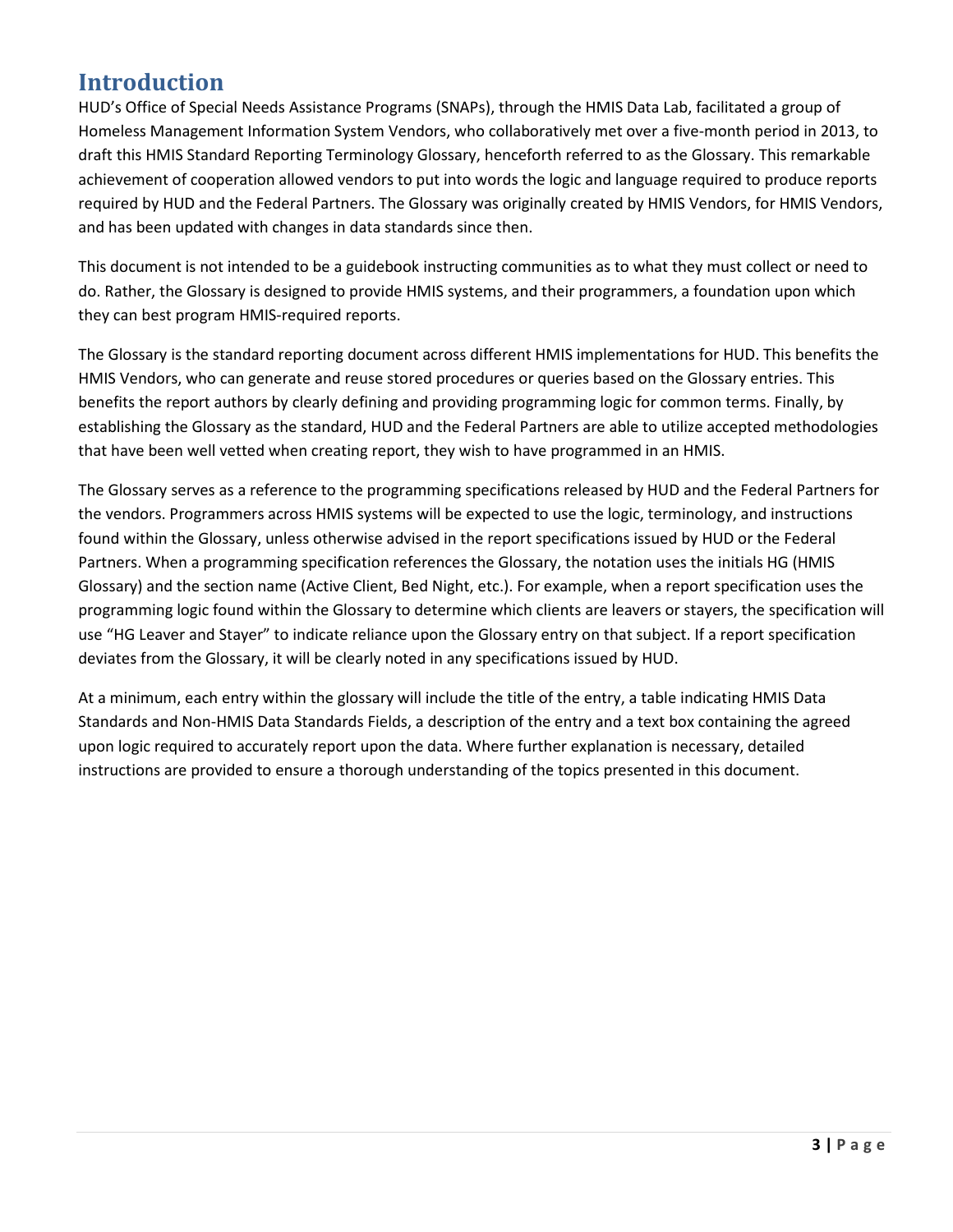# Introduction

HUD's Office of Special Needs Assistance Programs (SNAPs), through the HMIS Data Lab, facilitated a group of Homeless Management Information System Vendors, who collaboratively met over a five-month period in 2013, to draft this HMIS Standard Reporting Terminology Glossary, henceforth referred to as the Glossary. This remarkable achievement of cooperation allowed vendors to put into words the logic and language required to produce reports required by HUD and the Federal Partners. The Glossary was originally created by HMIS Vendors, for HMIS Vendors, and has been updated with changes in data standards since then.

This document is not intended to be a guidebook instructing communities as to what they must collect or need to do. Rather, the Glossary is designed to provide HMIS systems, and their programmers, a foundation upon which they can best program HMIS-required reports.

The Glossary is the standard reporting document across different HMIS implementations for HUD. This benefits the HMIS Vendors, who can generate and reuse stored procedures or queries based on the Glossary entries. This benefits the report authors by clearly defining and providing programming logic for common terms. Finally, by establishing the Glossary as the standard, HUD and the Federal Partners are able to utilize accepted methodologies that have been well vetted when creating report, they wish to have programmed in an HMIS.

The Glossary serves as a reference to the programming specifications released by HUD and the Federal Partners for the vendors. Programmers across HMIS systems will be expected to use the logic, terminology, and instructions found within the Glossary, unless otherwise advised in the report specifications issued by HUD or the Federal Partners. When a programming specification references the Glossary, the notation uses the initials HG (HMIS Glossary) and the section name (Active Client, Bed Night, etc.). For example, when a report specification uses the programming logic found within the Glossary to determine which clients are leavers or stayers, the specification will use "HG Leaver and Stayer" to indicate reliance upon the Glossary entry on that subject. If a report specification deviates from the Glossary, it will be clearly noted in any specifications issued by HUD.

At a minimum, each entry within the glossary will include the title of the entry, a table indicating HMIS Data Standards and Non-HMIS Data Standards Fields, a description of the entry and a text box containing the agreed upon logic required to accurately report upon the data. Where further explanation is necessary, detailed instructions are provided to ensure a thorough understanding of the topics presented in this document.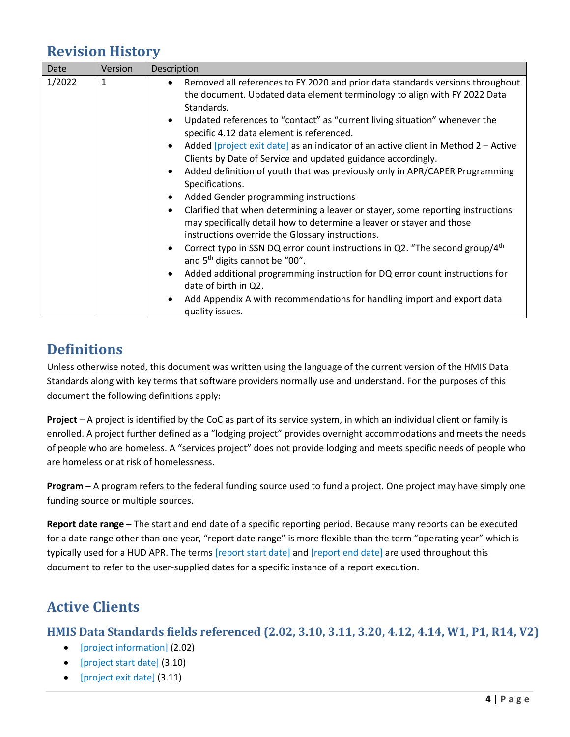## Revision History

| Date | Version | Description |
|---|---|---|
| 1/2022 | 1 | • Removed all references to FY 2020 and prior data standards versions throughout the document. Updated data element terminology to align with FY 2022 Data Standards.<br>• Updated references to "contact" as "current living situation" whenever the specific 4.12 data element is referenced.<br>• Added [project exit date] as an indicator of an active client in Method 2 – Active Clients by Date of Service and updated guidance accordingly.<br>• Added definition of youth that was previously only in APR/CAPER Programming Specifications.<br>• Added Gender programming instructions<br>• Clarified that when determining a leaver or stayer, some reporting instructions may specifically detail how to determine a leaver or stayer and those instructions override the Glossary instructions.<br>• Correct typo in SSN DQ error count instructions in Q2. "The second group/4th and 5th digits cannot be "00".<br>• Added additional programming instruction for DQ error count instructions for date of birth in Q2.<br>• Add Appendix A with recommendations for handling import and export data quality issues. |

## Definitions

Unless otherwise noted, this document was written using the language of the current version of the HMIS Data Standards along with key terms that software providers normally use and understand. For the purposes of this document the following definitions apply:

**Project** – A project is identified by the CoC as part of its service system, in which an individual client or family is enrolled. A project further defined as a "lodging project" provides overnight accommodations and meets the needs of people who are homeless. A "services project" does not provide lodging and meets specific needs of people who are homeless or at risk of homelessness.

**Program** – A program refers to the federal funding source used to fund a project. One project may have simply one funding source or multiple sources.

**Report date range** – The start and end date of a specific reporting period. Because many reports can be executed for a date range other than one year, "report date range" is more flexible than the term "operating year" which is typically used for a HUD APR. The terms [report start date] and [report end date] are used throughout this document to refer to the user-supplied dates for a specific instance of a report execution.

## Active Clients

### HMIS Data Standards fields referenced (2.02, 3.10, 3.11, 3.20, 4.12, 4.14, W1, P1, R14, V2)

- [project information] (2.02)
- [project start date] (3.10)
- [project exit date] (3.11)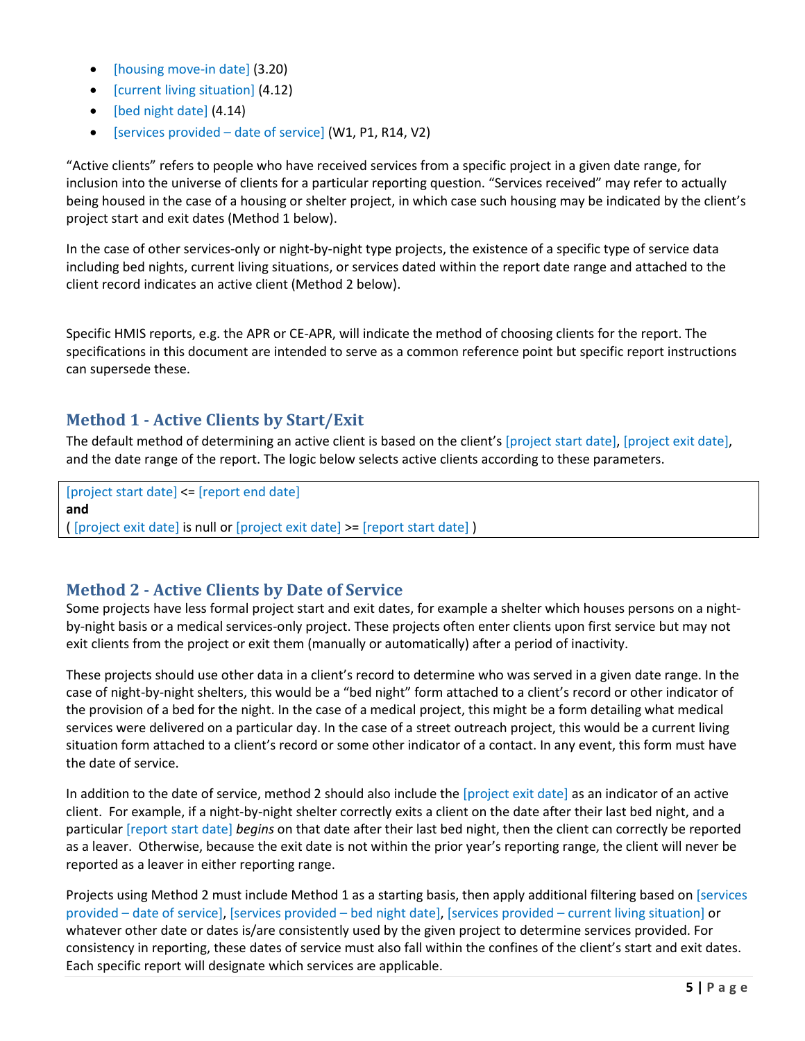- [housing move-in date] (3.20)
- [current living situation] (4.12)
- [bed night date] (4.14)
- [services provided – date of service] (W1, P1, R14, V2)

"Active clients" refers to people who have received services from a specific project in a given date range, for inclusion into the universe of clients for a particular reporting question. "Services received" may refer to actually being housed in the case of a housing or shelter project, in which case such housing may be indicated by the client's project start and exit dates (Method 1 below).

In the case of other services-only or night-by-night type projects, the existence of a specific type of service data including bed nights, current living situations, or services dated within the report date range and attached to the client record indicates an active client (Method 2 below).

Specific HMIS reports, e.g. the APR or CE-APR, will indicate the method of choosing clients for the report. The specifications in this document are intended to serve as a common reference point but specific report instructions can supersede these.

## Method 1 - Active Clients by Start/Exit

The default method of determining an active client is based on the client's [project start date], [project exit date], and the date range of the report. The logic below selects active clients according to these parameters.

```
[project start date] <= [report end date]
and
( [project exit date] is null or [project exit date] >= [report start date] )
```

## Method 2 - Active Clients by Date of Service

Some projects have less formal project start and exit dates, for example a shelter which houses persons on a night-by-night basis or a medical services-only project. These projects often enter clients upon first service but may not exit clients from the project or exit them (manually or automatically) after a period of inactivity.

These projects should use other data in a client's record to determine who was served in a given date range. In the case of night-by-night shelters, this would be a "bed night" form attached to a client's record or other indicator of the provision of a bed for the night. In the case of a medical project, this might be a form detailing what medical services were delivered on a particular day. In the case of a street outreach project, this would be a current living situation form attached to a client's record or some other indicator of a contact. In any event, this form must have the date of service.

In addition to the date of service, method 2 should also include the [project exit date] as an indicator of an active client. For example, if a night-by-night shelter correctly exits a client on the date after their last bed night, and a particular [report start date] *begins* on that date after their last bed night, then the client can correctly be reported as a leaver. Otherwise, because the exit date is not within the prior year's reporting range, the client will never be reported as a leaver in either reporting range.

Projects using Method 2 must include Method 1 as a starting basis, then apply additional filtering based on [services provided – date of service], [services provided – bed night date], [services provided – current living situation] or whatever other date or dates is/are consistently used by the given project to determine services provided. For consistency in reporting, these dates of service must also fall within the confines of the client's start and exit dates. Each specific report will designate which services are applicable.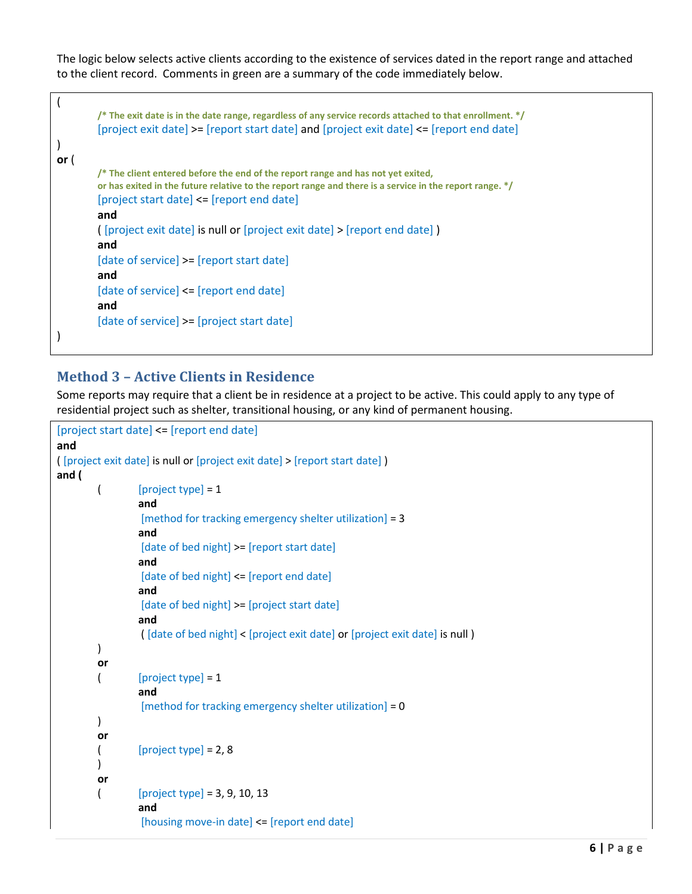The logic below selects active clients according to the existence of services dated in the report range and attached to the client record. Comments in green are a summary of the code immediately below.

```
(
        /* The exit date is in the date range, regardless of any service records attached to that enrollment. */
        [project exit date] >= [report start date] and [project exit date] <= [report end date]
)
or (
        /* The client entered before the end of the report range and has not yet exited,
        or has exited in the future relative to the report range and there is a service in the report range. */
        [project start date] <= [report end date]
        and
        ( [project exit date] is null or [project exit date] > [report end date] )
        and
        [date of service] >= [report start date]
        and
        [date of service] <= [report end date]
        and
        [date of service] >= [project start date]
)
```

## Method 3 – Active Clients in Residence

Some reports may require that a client be in residence at a project to be active. This could apply to any type of residential project such as shelter, transitional housing, or any kind of permanent housing.

```
[project start date] <= [report end date]
and
( [project exit date] is null or [project exit date] > [report start date] )
and (
        (       [project type] = 1
                and
                [method for tracking emergency shelter utilization] = 3
                and
                [date of bed night] >= [report start date]
                and
                [date of bed night] <= [report end date]
                and
                [date of bed night] >= [project start date]
                and
                ( [date of bed night] < [project exit date] or [project exit date] is null )
        )
        or
        (       [project type] = 1
                and
                [method for tracking emergency shelter utilization] = 0
        )
        or
        (       [project type] = 2, 8
        )
        or
        (       [project type] = 3, 9, 10, 13
                and
                [housing move-in date] <= [report end date]
```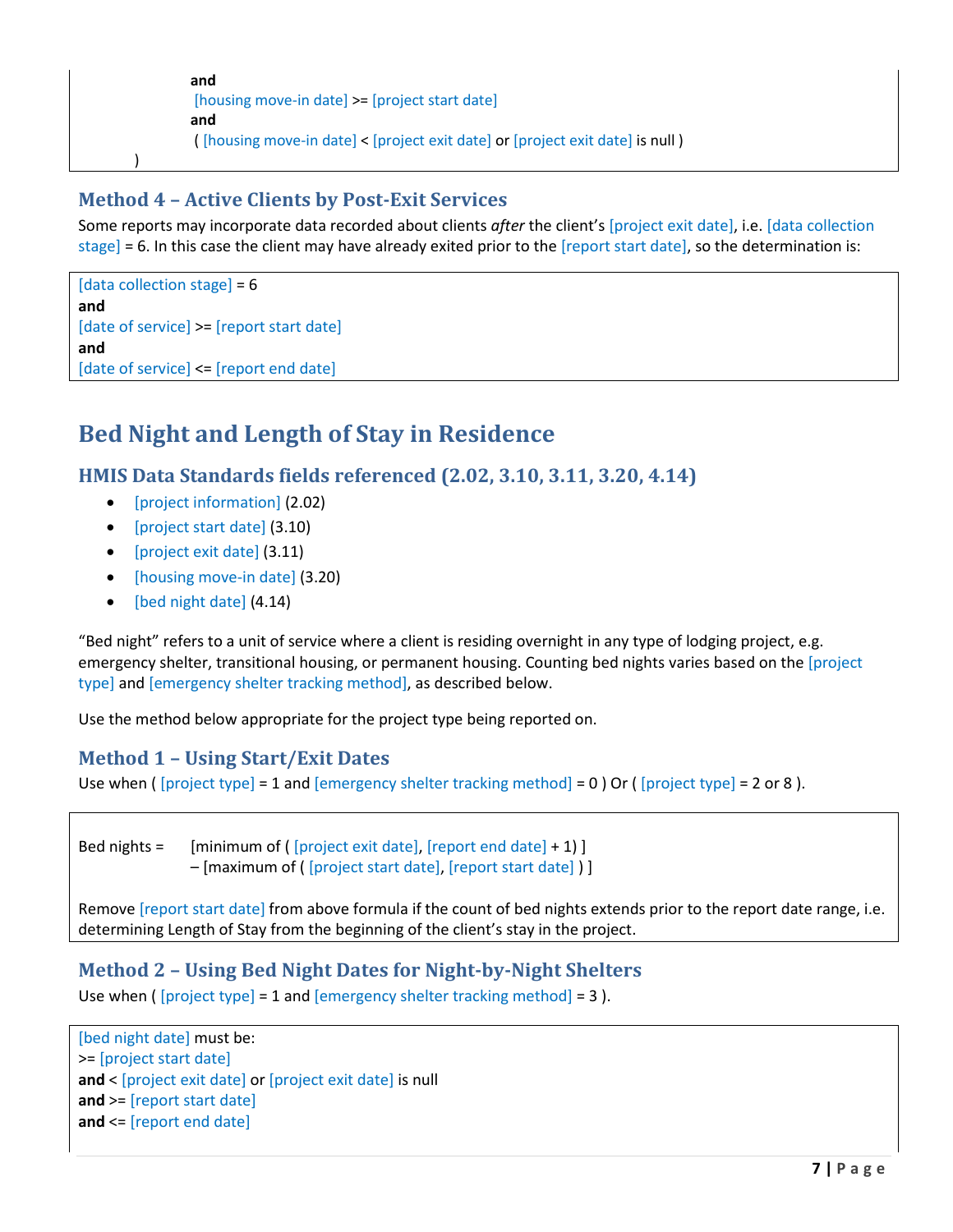and
[housing move-in date] >= [project start date]
and
( [housing move-in date] < [project exit date] or [project exit date] is null )
)

### Method 4 – Active Clients by Post-Exit Services

Some reports may incorporate data recorded about clients *after* the client's [project exit date], i.e. [data collection stage] = 6. In this case the client may have already exited prior to the [report start date], so the determination is:

[data collection stage] = 6
**and**
[date of service] >= [report start date]
**and**
[date of service] <= [report end date]

## Bed Night and Length of Stay in Residence

### HMIS Data Standards fields referenced (2.02, 3.10, 3.11, 3.20, 4.14)

- [project information] (2.02)
- [project start date] (3.10)
- [project exit date] (3.11)
- [housing move-in date] (3.20)
- [bed night date] (4.14)

"Bed night" refers to a unit of service where a client is residing overnight in any type of lodging project, e.g. emergency shelter, transitional housing, or permanent housing. Counting bed nights varies based on the [project type] and [emergency shelter tracking method], as described below.

Use the method below appropriate for the project type being reported on.

### Method 1 – Using Start/Exit Dates

Use when ( [project type] = 1 and [emergency shelter tracking method] = 0 ) Or ( [project type] = 2 or 8 ).

Bed nights = [minimum of ( [project exit date], [report end date] + 1) ]
– [maximum of ( [project start date], [report start date] ) ]

Remove [report start date] from above formula if the count of bed nights extends prior to the report date range, i.e. determining Length of Stay from the beginning of the client's stay in the project.

### Method 2 – Using Bed Night Dates for Night-by-Night Shelters

Use when ( [project type] = 1 and [emergency shelter tracking method] = 3 ).

[bed night date] must be:
>= [project start date]
**and** < [project exit date] or [project exit date] is null
**and** >= [report start date]
**and** <= [report end date]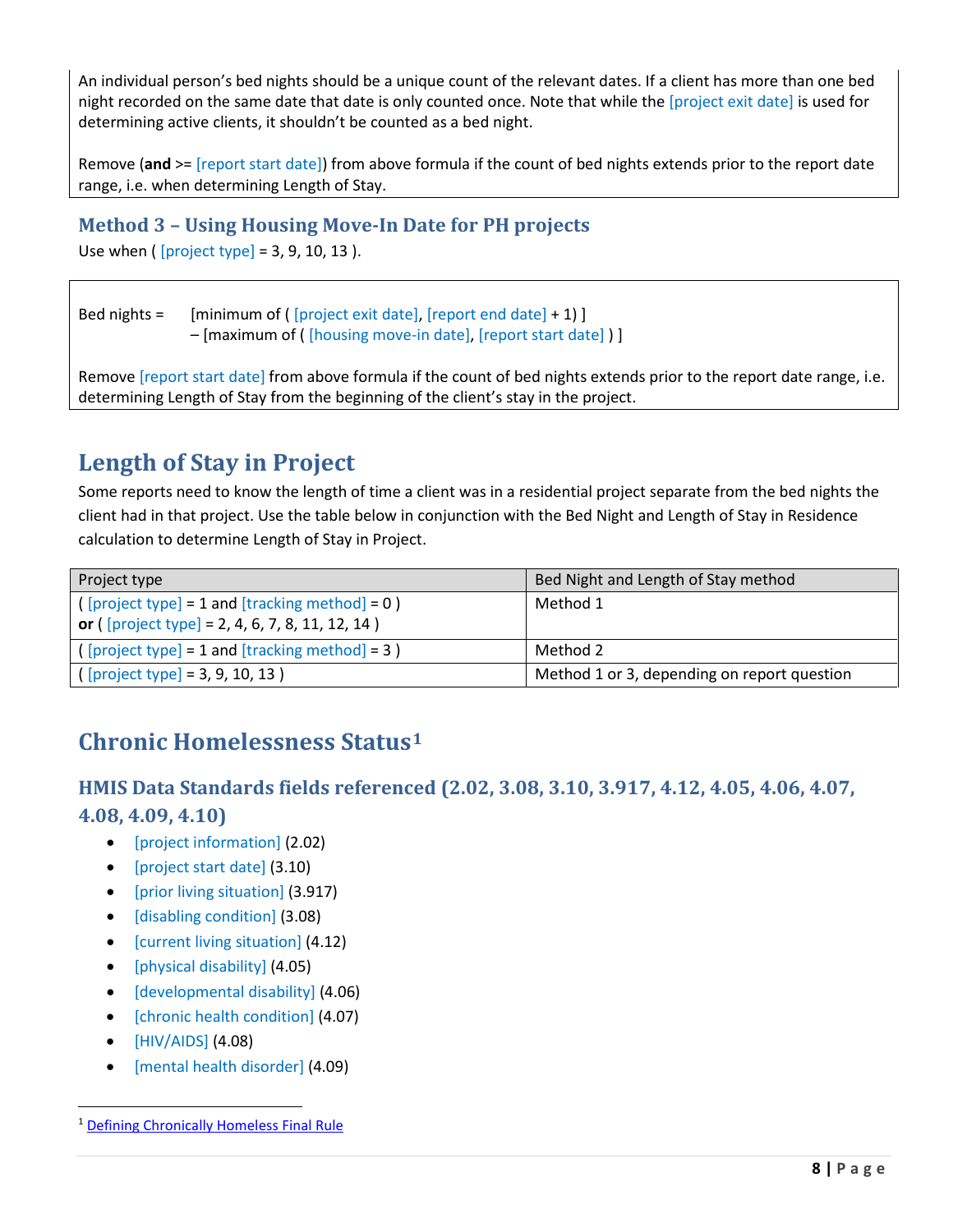An individual person's bed nights should be a unique count of the relevant dates. If a client has more than one bed night recorded on the same date that date is only counted once. Note that while the [project exit date] is used for determining active clients, it shouldn't be counted as a bed night.

Remove (**and** >= [report start date]) from above formula if the count of bed nights extends prior to the report date range, i.e. when determining Length of Stay.

### Method 3 – Using Housing Move-In Date for PH projects

Use when ( [project type] = 3, 9, 10, 13 ).

Bed nights = [minimum of ( [project exit date], [report end date] + 1) ]
– [maximum of ( [housing move-in date], [report start date] ) ]

Remove [report start date] from above formula if the count of bed nights extends prior to the report date range, i.e. determining Length of Stay from the beginning of the client's stay in the project.

## Length of Stay in Project

Some reports need to know the length of time a client was in a residential project separate from the bed nights the client had in that project. Use the table below in conjunction with the Bed Night and Length of Stay in Residence calculation to determine Length of Stay in Project.

| Project type | Bed Night and Length of Stay method |
|---|---|
| ( [project type] = 1 and [tracking method] = 0 ) **or** ( [project type] = 2, 4, 6, 7, 8, 11, 12, 14 ) | Method 1 |
| ( [project type] = 1 and [tracking method] = 3 ) | Method 2 |
| ( [project type] = 3, 9, 10, 13 ) | Method 1 or 3, depending on report question |

## Chronic Homelessness Status[1]

### HMIS Data Standards fields referenced (2.02, 3.08, 3.10, 3.917, 4.12, 4.05, 4.06, 4.07, 4.08, 4.09, 4.10)

- [project information] (2.02)
- [project start date] (3.10)
- [prior living situation] (3.917)
- [disabling condition] (3.08)
- [current living situation] (4.12)
- [physical disability] (4.05)
- [developmental disability] (4.06)
- [chronic health condition] (4.07)
- [HIV/AIDS] (4.08)
- [mental health disorder] (4.09)

[1] Defining Chronically Homeless Final Rule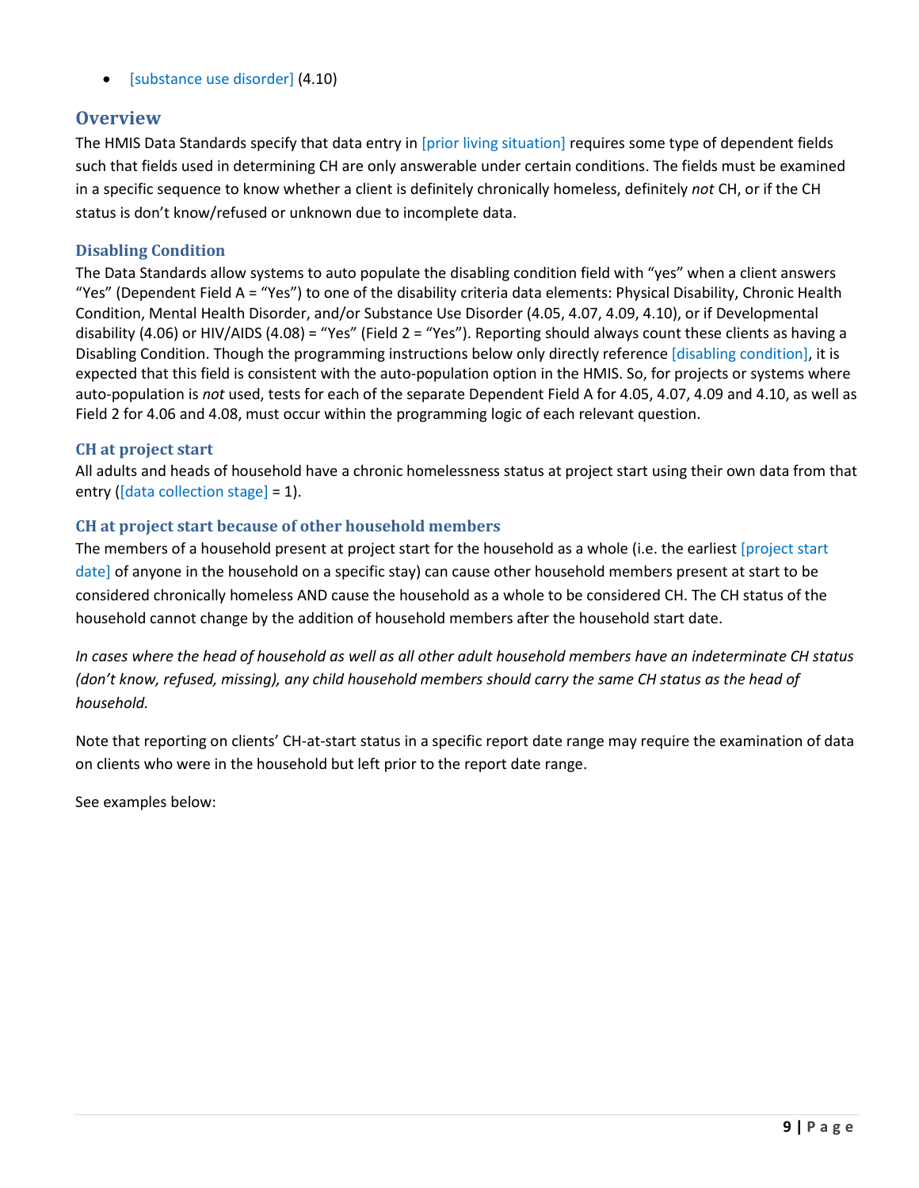- [substance use disorder] (4.10)

## Overview

The HMIS Data Standards specify that data entry in [prior living situation] requires some type of dependent fields such that fields used in determining CH are only answerable under certain conditions. The fields must be examined in a specific sequence to know whether a client is definitely chronically homeless, definitely *not* CH, or if the CH status is don't know/refused or unknown due to incomplete data.

### Disabling Condition

The Data Standards allow systems to auto populate the disabling condition field with "yes" when a client answers "Yes" (Dependent Field A = "Yes") to one of the disability criteria data elements: Physical Disability, Chronic Health Condition, Mental Health Disorder, and/or Substance Use Disorder (4.05, 4.07, 4.09, 4.10), or if Developmental disability (4.06) or HIV/AIDS (4.08) = "Yes" (Field 2 = "Yes"). Reporting should always count these clients as having a Disabling Condition. Though the programming instructions below only directly reference [disabling condition], it is expected that this field is consistent with the auto-population option in the HMIS. So, for projects or systems where auto-population is *not* used, tests for each of the separate Dependent Field A for 4.05, 4.07, 4.09 and 4.10, as well as Field 2 for 4.06 and 4.08, must occur within the programming logic of each relevant question.

### CH at project start

All adults and heads of household have a chronic homelessness status at project start using their own data from that entry ([data collection stage] = 1).

### CH at project start because of other household members

The members of a household present at project start for the household as a whole (i.e. the earliest [project start date] of anyone in the household on a specific stay) can cause other household members present at start to be considered chronically homeless AND cause the household as a whole to be considered CH. The CH status of the household cannot change by the addition of household members after the household start date.

*In cases where the head of household as well as all other adult household members have an indeterminate CH status (don't know, refused, missing), any child household members should carry the same CH status as the head of household.*

Note that reporting on clients' CH-at-start status in a specific report date range may require the examination of data on clients who were in the household but left prior to the report date range.

See examples below: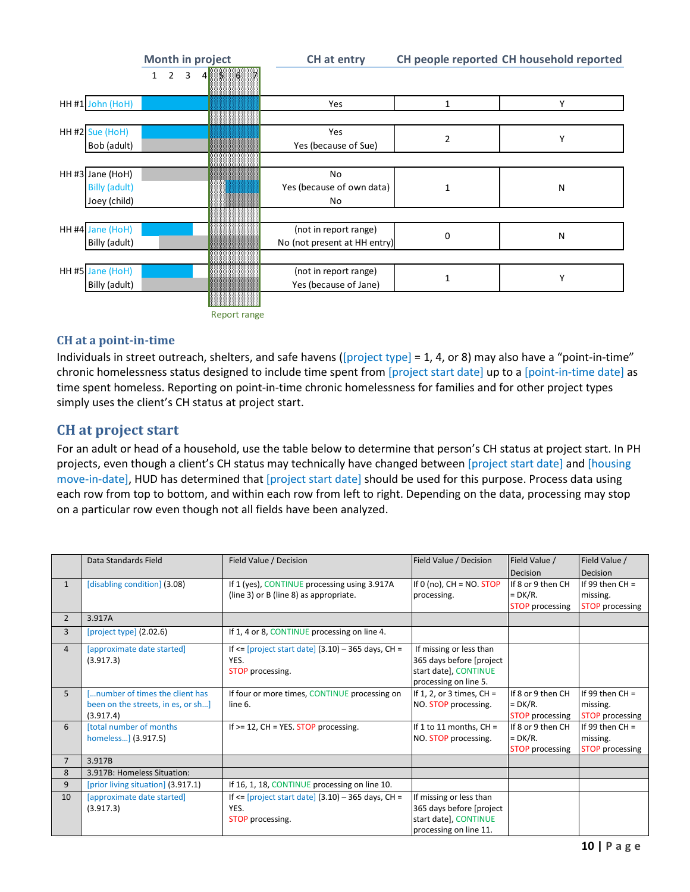| | | Month in project | CH at entry | CH people reported | CH household reported |
|---|---|---|---|---|---|
| HH #1 | John (HoH) | | Yes | 1 | Y |
| HH #2 | Sue (HoH) | | Yes | 2 | Y |
| | Bob (adult) | | Yes (because of Sue) | | |
| HH #3 | Jane (HoH) | | No | 1 | N |
| | Billy (adult) | | Yes (because of own data) | | |
| | Joey (child) | | No | | |
| HH #4 | Jane (HoH) | | (not in report range) | 0 | N |
| | Billy (adult) | | No (not present at HH entry) | | |
| HH #5 | Jane (HoH) | | (not in report range) | 1 | Y |
| | Billy (adult) | | Yes (because of Jane) | | |

Month in project: 1 2 3 4 5 6 7 — Report range: months 5–7

## CH at a point-in-time

Individuals in street outreach, shelters, and safe havens ([project type] = 1, 4, or 8) may also have a "point-in-time" chronic homelessness status designed to include time spent from [project start date] up to a [point-in-time date] as time spent homeless. Reporting on point-in-time chronic homelessness for families and for other project types simply uses the client's CH status at project start.

## CH at project start

For an adult or head of a household, use the table below to determine that person's CH status at project start. In PH projects, even though a client's CH status may technically have changed between [project start date] and [housing move-in-date], HUD has determined that [project start date] should be used for this purpose. Process data using each row from top to bottom, and within each row from left to right. Depending on the data, processing may stop on a particular row even though not all fields have been analyzed.

| | Data Standards Field | Field Value / Decision | Field Value / Decision | Field Value / Decision | Field Value / Decision |
|---|---|---|---|---|---|
| 1 | [disabling condition] (3.08) | If 1 (yes), CONTINUE processing using 3.917A (line 3) or B (line 8) as appropriate. | If 0 (no), CH = NO. STOP processing. | If 8 or 9 then CH = DK/R. STOP processing | If 99 then CH = missing. STOP processing |
| 2 | 3.917A | | | | |
| 3 | [project type] (2.02.6) | If 1, 4 or 8, CONTINUE processing on line 4. | | | |
| 4 | [approximate date started] (3.917.3) | If <= [project start date] (3.10) – 365 days, CH = YES. STOP processing. | If missing or less than 365 days before [project start date], CONTINUE processing on line 5. | | |
| 5 | […number of times the client has been on the streets, in es, or sh…] (3.917.4) | If four or more times, CONTINUE processing on line 6. | If 1, 2, or 3 times, CH = NO. STOP processing. | If 8 or 9 then CH = DK/R. STOP processing | If 99 then CH = missing. STOP processing |
| 6 | [total number of months homeless…] (3.917.5) | If >= 12, CH = YES. STOP processing. | If 1 to 11 months, CH = NO. STOP processing. | If 8 or 9 then CH = DK/R. STOP processing | If 99 then CH = missing. STOP processing |
| 7 | 3.917B | | | | |
| 8 | 3.917B: Homeless Situation: | | | | |
| 9 | [prior living situation] (3.917.1) | If 16, 1, 18, CONTINUE processing on line 10. | | | |
| 10 | [approximate date started] (3.917.3) | If <= [project start date] (3.10) – 365 days, CH = YES. STOP processing. | If missing or less than 365 days before [project start date], CONTINUE processing on line 11. | | |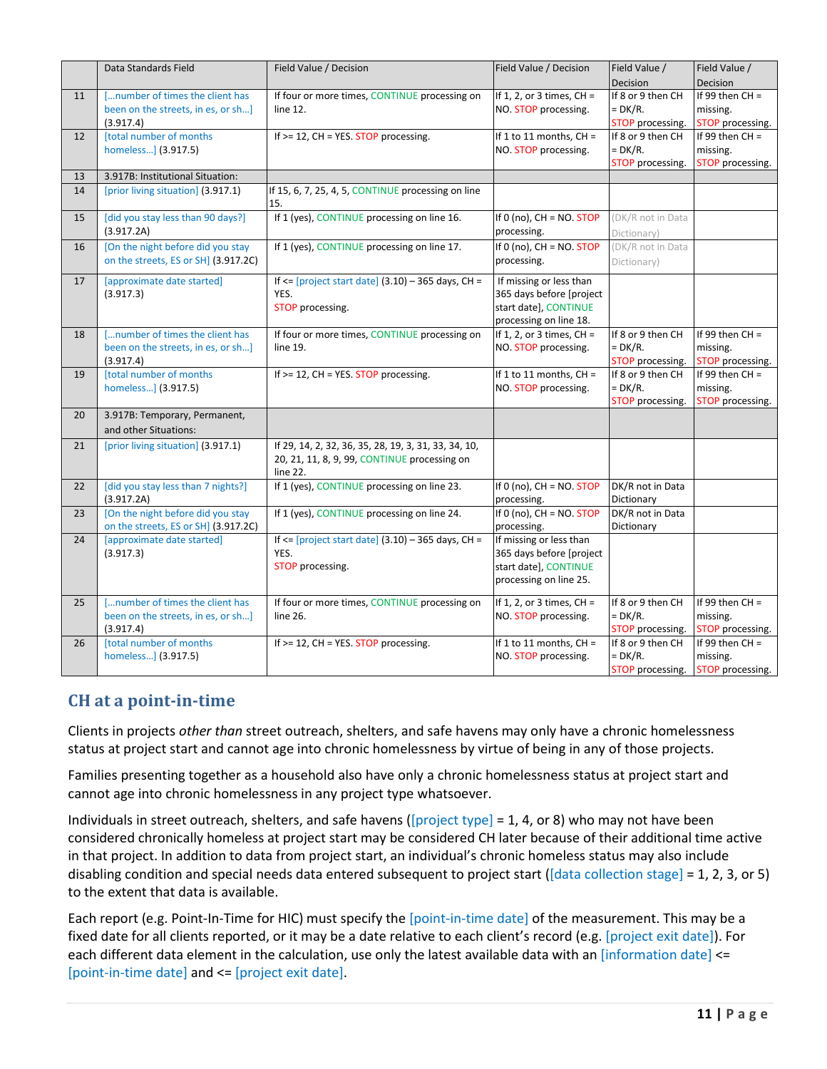| | Data Standards Field | Field Value / Decision | Field Value / Decision | Field Value / Decision | Field Value / Decision |
|---|---|---|---|---|---|
| 11 | […number of times the client has been on the streets, in es, or sh…] (3.917.4) | If four or more times, CONTINUE processing on line 12. | If 1, 2, or 3 times, CH = NO. STOP processing. | If 8 or 9 then CH = DK/R. STOP processing. | If 99 then CH = missing. STOP processing. |
| 12 | [total number of months homeless…] (3.917.5) | If >= 12, CH = YES. STOP processing. | If 1 to 11 months, CH = NO. STOP processing. | If 8 or 9 then CH = DK/R. STOP processing. | If 99 then CH = missing. STOP processing. |
| 13 | 3.917B: Institutional Situation: | | | | |
| 14 | [prior living situation] (3.917.1) | If 15, 6, 7, 25, 4, 5, CONTINUE processing on line 15. | | | |
| 15 | [did you stay less than 90 days?] (3.917.2A) | If 1 (yes), CONTINUE processing on line 16. | If 0 (no), CH = NO. STOP processing. | (DK/R not in Data Dictionary) | |
| 16 | [On the night before did you stay on the streets, ES or SH] (3.917.2C) | If 1 (yes), CONTINUE processing on line 17. | If 0 (no), CH = NO. STOP processing. | (DK/R not in Data Dictionary) | |
| 17 | [approximate date started] (3.917.3) | If <= [project start date] (3.10) – 365 days, CH = YES. STOP processing. | If missing or less than 365 days before [project start date], CONTINUE processing on line 18. | | |
| 18 | […number of times the client has been on the streets, in es, or sh…] (3.917.4) | If four or more times, CONTINUE processing on line 19. | If 1, 2, or 3 times, CH = NO. STOP processing. | If 8 or 9 then CH = DK/R. STOP processing. | If 99 then CH = missing. STOP processing. |
| 19 | [total number of months homeless…] (3.917.5) | If >= 12, CH = YES. STOP processing. | If 1 to 11 months, CH = NO. STOP processing. | If 8 or 9 then CH = DK/R. STOP processing. | If 99 then CH = missing. STOP processing. |
| 20 | 3.917B: Temporary, Permanent, and other Situations: | | | | |
| 21 | [prior living situation] (3.917.1) | If 29, 14, 2, 32, 36, 35, 28, 19, 3, 31, 33, 34, 10, 20, 21, 11, 8, 9, 99, CONTINUE processing on line 22. | | | |
| 22 | [did you stay less than 7 nights?] (3.917.2A) | If 1 (yes), CONTINUE processing on line 23. | If 0 (no), CH = NO. STOP processing. | DK/R not in Data Dictionary | |
| 23 | [On the night before did you stay on the streets, ES or SH] (3.917.2C) | If 1 (yes), CONTINUE processing on line 24. | If 0 (no), CH = NO. STOP processing. | DK/R not in Data Dictionary | |
| 24 | [approximate date started] (3.917.3) | If <= [project start date] (3.10) – 365 days, CH = YES. STOP processing. | If missing or less than 365 days before [project start date], CONTINUE processing on line 25. | | |
| 25 | […number of times the client has been on the streets, in es, or sh…] (3.917.4) | If four or more times, CONTINUE processing on line 26. | If 1, 2, or 3 times, CH = NO. STOP processing. | If 8 or 9 then CH = DK/R. STOP processing. | If 99 then CH = missing. STOP processing. |
| 26 | [total number of months homeless…] (3.917.5) | If >= 12, CH = YES. STOP processing. | If 1 to 11 months, CH = NO. STOP processing. | If 8 or 9 then CH = DK/R. STOP processing. | If 99 then CH = missing. STOP processing. |

## CH at a point-in-time

Clients in projects *other than* street outreach, shelters, and safe havens may only have a chronic homelessness status at project start and cannot age into chronic homelessness by virtue of being in any of those projects.

Families presenting together as a household also have only a chronic homelessness status at project start and cannot age into chronic homelessness in any project type whatsoever.

Individuals in street outreach, shelters, and safe havens ([project type] = 1, 4, or 8) who may not have been considered chronically homeless at project start may be considered CH later because of their additional time active in that project. In addition to data from project start, an individual's chronic homeless status may also include disabling condition and special needs data entered subsequent to project start ([data collection stage] = 1, 2, 3, or 5) to the extent that data is available.

Each report (e.g. Point-In-Time for HIC) must specify the [point-in-time date] of the measurement. This may be a fixed date for all clients reported, or it may be a date relative to each client's record (e.g. [project exit date]). For each different data element in the calculation, use only the latest available data with an [information date] <= [point-in-time date] and <= [project exit date].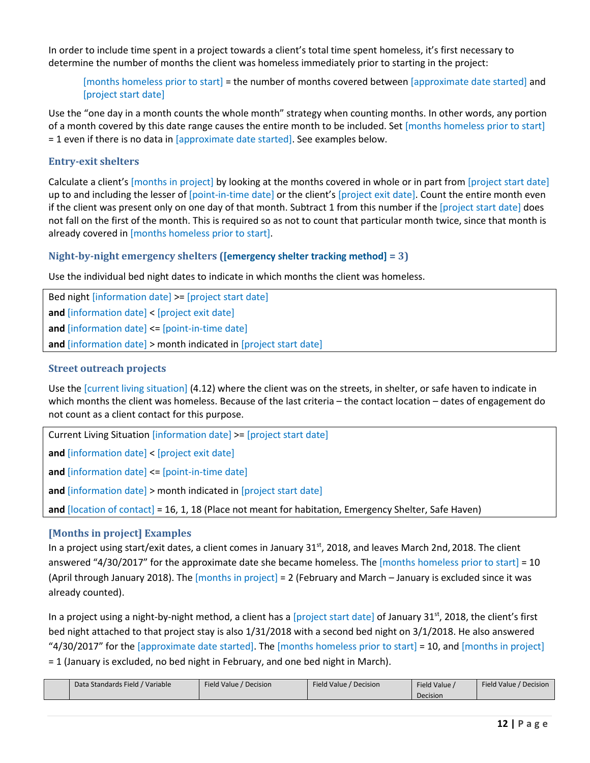In order to include time spent in a project towards a client's total time spent homeless, it's first necessary to determine the number of months the client was homeless immediately prior to starting in the project:

> [months homeless prior to start] = the number of months covered between [approximate date started] and [project start date]

Use the "one day in a month counts the whole month" strategy when counting months. In other words, any portion of a month covered by this date range causes the entire month to be included. Set [months homeless prior to start] = 1 even if there is no data in [approximate date started]. See examples below.

### Entry-exit shelters

Calculate a client's [months in project] by looking at the months covered in whole or in part from [project start date] up to and including the lesser of [point-in-time date] or the client's [project exit date]. Count the entire month even if the client was present only on one day of that month. Subtract 1 from this number if the [project start date] does not fall on the first of the month. This is required so as not to count that particular month twice, since that month is already covered in [months homeless prior to start].

### Night-by-night emergency shelters ([emergency shelter tracking method] = 3)

Use the individual bed night dates to indicate in which months the client was homeless.

| |
|---|
| Bed night [information date] >= [project start date] |
| **and** [information date] < [project exit date] |
| **and** [information date] <= [point-in-time date] |
| **and** [information date] > month indicated in [project start date] |

### Street outreach projects

Use the [current living situation] (4.12) where the client was on the streets, in shelter, or safe haven to indicate in which months the client was homeless. Because of the last criteria – the contact location – dates of engagement do not count as a client contact for this purpose.

| |
|---|
| Current Living Situation [information date] >= [project start date] |
| **and** [information date] < [project exit date] |
| **and** [information date] <= [point-in-time date] |
| **and** [information date] > month indicated in [project start date] |
| **and** [location of contact] = 16, 1, 18 (Place not meant for habitation, Emergency Shelter, Safe Haven) |

### [Months in project] Examples

In a project using start/exit dates, a client comes in January 31st, 2018, and leaves March 2nd, 2018. The client answered "4/30/2017" for the approximate date she became homeless. The [months homeless prior to start] = 10 (April through January 2018). The [months in project] = 2 (February and March – January is excluded since it was already counted).

In a project using a night-by-night method, a client has a [project start date] of January 31st, 2018, the client's first bed night attached to that project stay is also 1/31/2018 with a second bed night on 3/1/2018. He also answered "4/30/2017" for the [approximate date started]. The [months homeless prior to start] = 10, and [months in project] = 1 (January is excluded, no bed night in February, and one bed night in March).

| | Data Standards Field / Variable | Field Value / Decision | Field Value / Decision | Field Value / Decision | Field Value / Decision |
|---|---|---|---|---|---|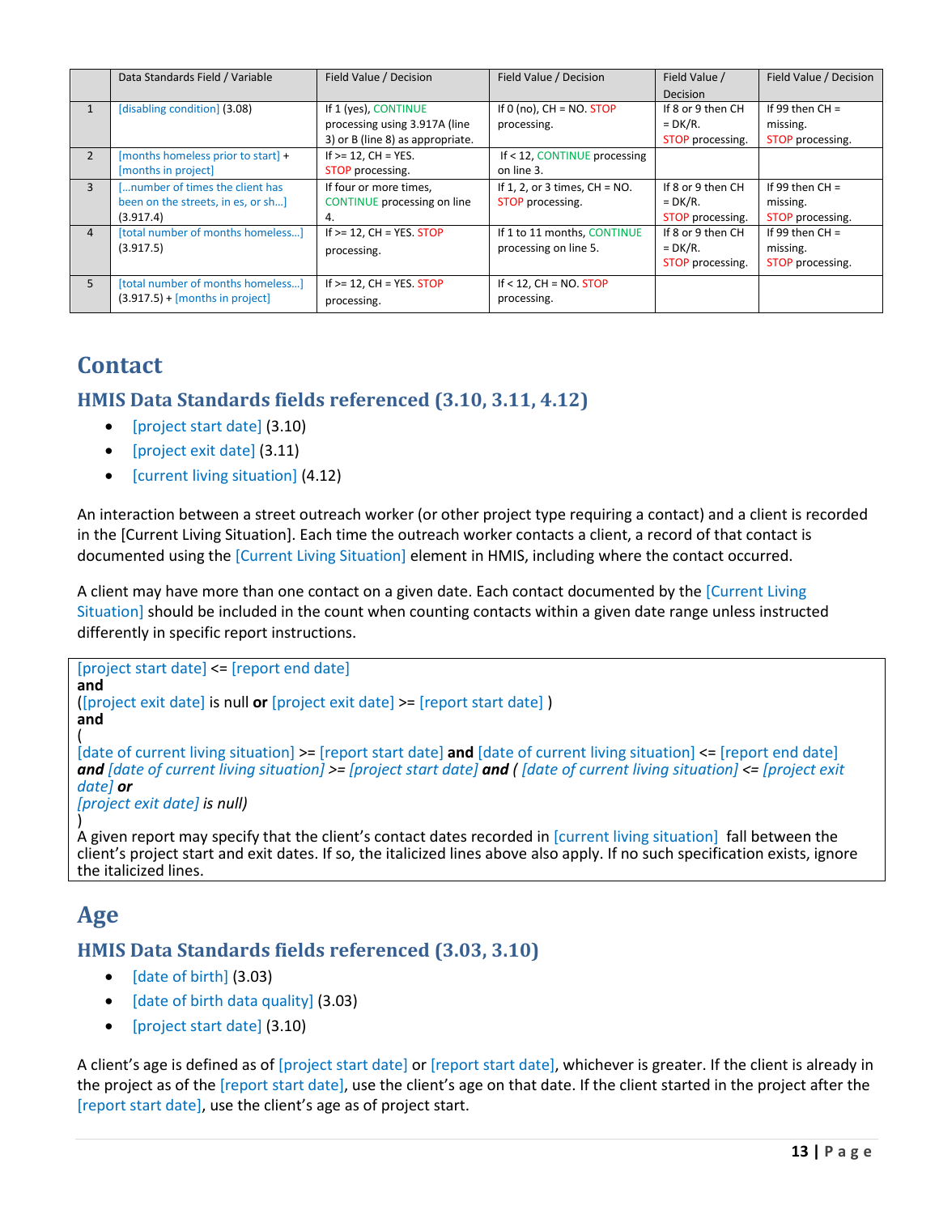| | Data Standards Field / Variable | Field Value / Decision | Field Value / Decision | Field Value / Decision | Field Value / Decision |
|---|---|---|---|---|---|
| 1 | [disabling condition] (3.08) | If 1 (yes), CONTINUE processing using 3.917A (line 3) or B (line 8) as appropriate. | If 0 (no), CH = NO. STOP processing. | If 8 or 9 then CH = DK/R. STOP processing. | If 99 then CH = missing. STOP processing. |
| 2 | [months homeless prior to start] + [months in project] | If >= 12, CH = YES. STOP processing. | If < 12, CONTINUE processing on line 3. | | |
| 3 | […number of times the client has been on the streets, in es, or sh…] (3.917.4) | If four or more times, CONTINUE processing on line 4. | If 1, 2, or 3 times, CH = NO. STOP processing. | If 8 or 9 then CH = DK/R. STOP processing. | If 99 then CH = missing. STOP processing. |
| 4 | [total number of months homeless…] (3.917.5) | If >= 12, CH = YES. STOP processing. | If 1 to 11 months, CONTINUE processing on line 5. | If 8 or 9 then CH = DK/R. STOP processing. | If 99 then CH = missing. STOP processing. |
| 5 | [total number of months homeless…] (3.917.5) + [months in project] | If >= 12, CH = YES. STOP processing. | If < 12, CH = NO. STOP processing. | | |

# Contact

## HMIS Data Standards fields referenced (3.10, 3.11, 4.12)

- [project start date] (3.10)
- [project exit date] (3.11)
- [current living situation] (4.12)

An interaction between a street outreach worker (or other project type requiring a contact) and a client is recorded in the [Current Living Situation]. Each time the outreach worker contacts a client, a record of that contact is documented using the [Current Living Situation] element in HMIS, including where the contact occurred.

A client may have more than one contact on a given date. Each contact documented by the [Current Living Situation] should be included in the count when counting contacts within a given date range unless instructed differently in specific report instructions.

[project start date] <= [report end date]
**and**
([project exit date] is null **or** [project exit date] >= [report start date] )
**and**
(
[date of current living situation] >= [report start date] **and** [date of current living situation] <= [report end date]
***and*** *[date of current living situation] >= [project start date]* ***and*** *( [date of current living situation] <= [project exit date]* ***or***
*[project exit date] is null)*
)
A given report may specify that the client's contact dates recorded in [current living situation] fall between the client's project start and exit dates. If so, the italicized lines above also apply. If no such specification exists, ignore the italicized lines.

# Age

## HMIS Data Standards fields referenced (3.03, 3.10)

- [date of birth] (3.03)
- [date of birth data quality] (3.03)
- [project start date] (3.10)

A client's age is defined as of [project start date] or [report start date], whichever is greater. If the client is already in the project as of the [report start date], use the client's age on that date. If the client started in the project after the [report start date], use the client's age as of project start.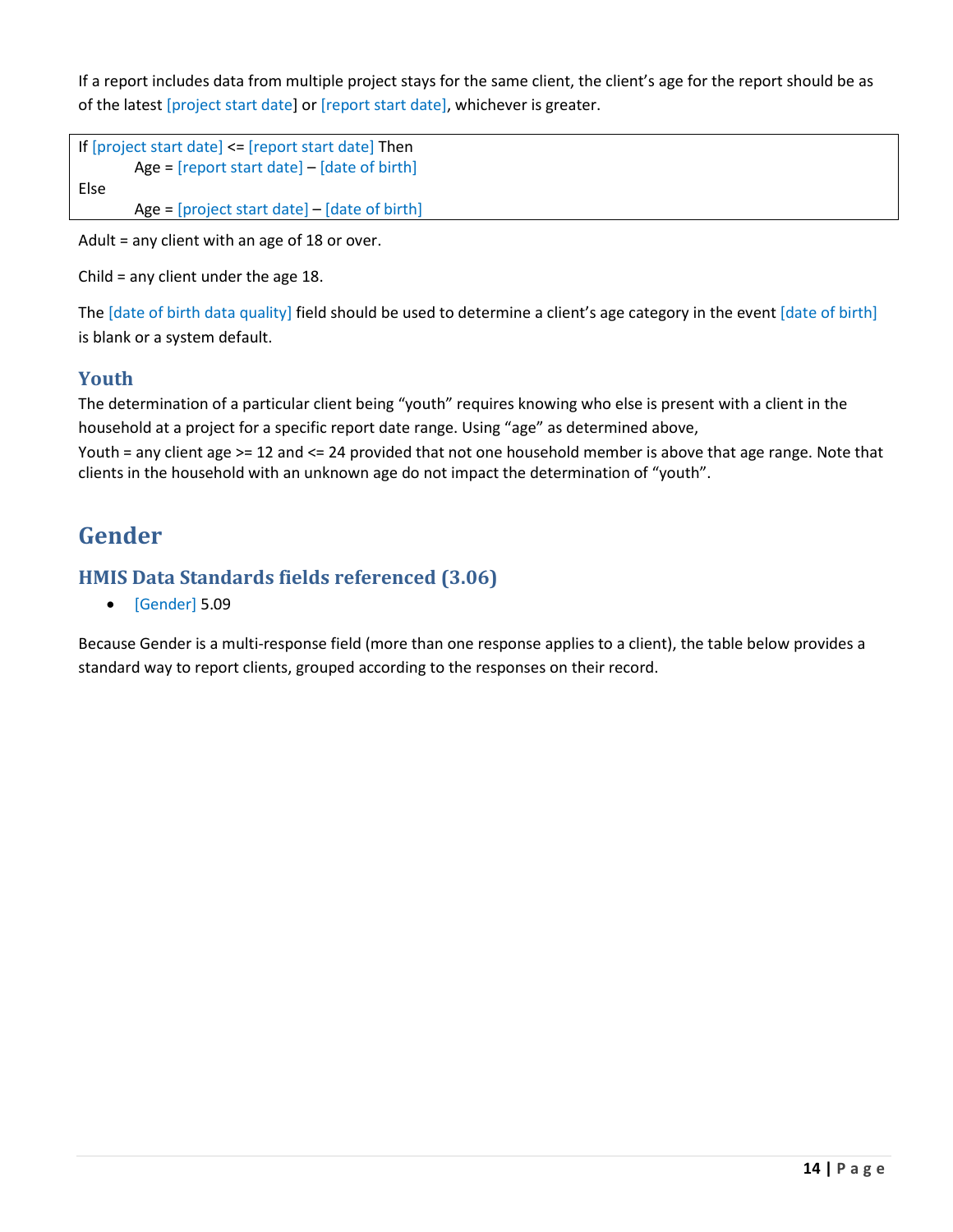If a report includes data from multiple project stays for the same client, the client's age for the report should be as of the latest [project start date] or [report start date], whichever is greater.

```
If [project start date] <= [report start date] Then
        Age = [report start date] – [date of birth]
Else
        Age = [project start date] – [date of birth]
```

Adult = any client with an age of 18 or over.

Child = any client under the age 18.

The [date of birth data quality] field should be used to determine a client's age category in the event [date of birth] is blank or a system default.

### Youth

The determination of a particular client being "youth" requires knowing who else is present with a client in the household at a project for a specific report date range. Using "age" as determined above,

Youth = any client age >= 12 and <= 24 provided that not one household member is above that age range. Note that clients in the household with an unknown age do not impact the determination of "youth".

## Gender

### HMIS Data Standards fields referenced (3.06)

- [Gender] 5.09

Because Gender is a multi-response field (more than one response applies to a client), the table below provides a standard way to report clients, grouped according to the responses on their record.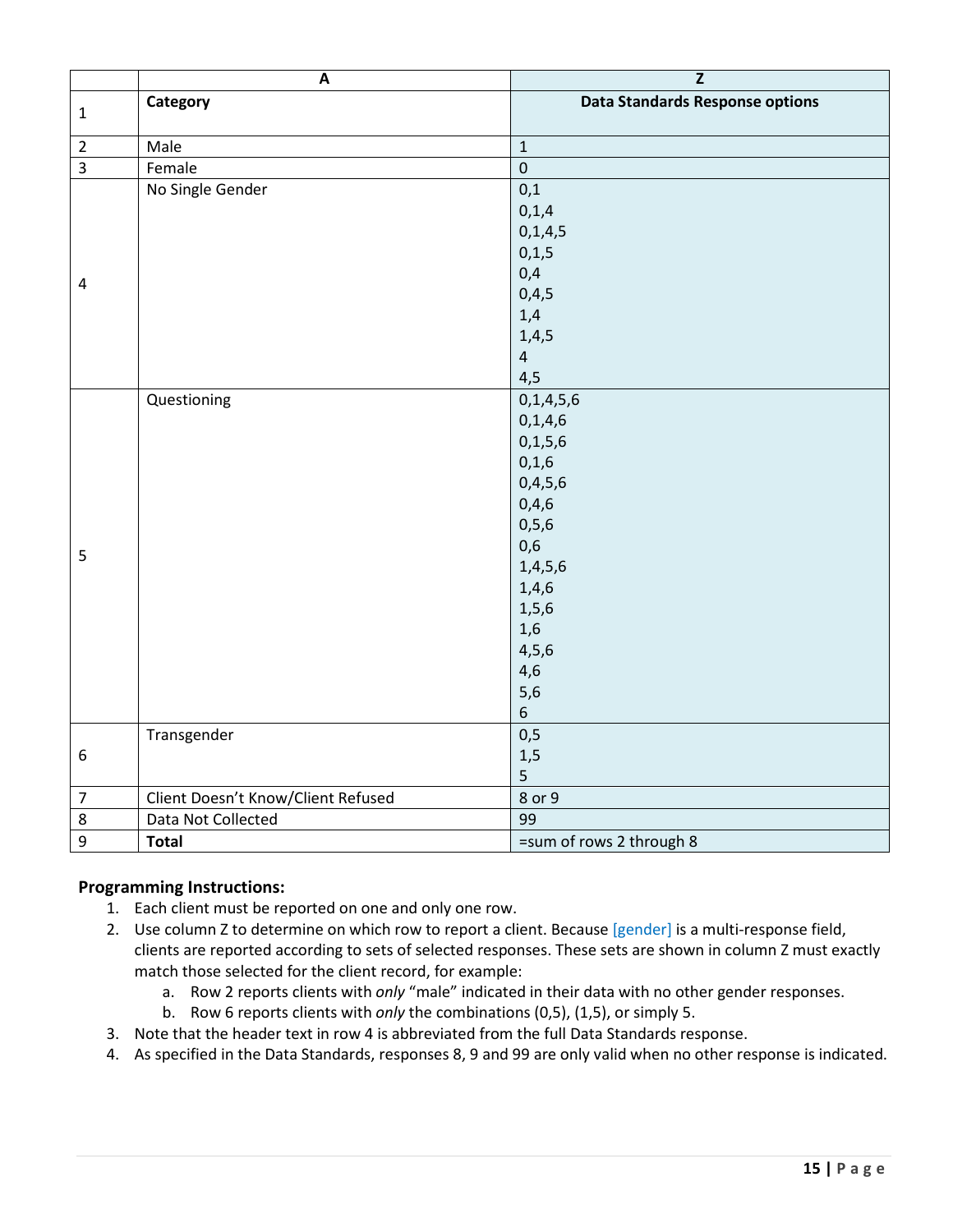| | A | Z |
|---|---|---|
| 1 | **Category** | **Data Standards Response options** |
| 2 | Male | 1 |
| 3 | Female | 0 |
| 4 | No Single Gender | 0,1<br>0,1,4<br>0,1,4,5<br>0,1,5<br>0,4<br>0,4,5<br>1,4<br>1,4,5<br>4<br>4,5 |
| 5 | Questioning | 0,1,4,5,6<br>0,1,4,6<br>0,1,5,6<br>0,1,6<br>0,4,5,6<br>0,4,6<br>0,5,6<br>0,6<br>1,4,5,6<br>1,4,6<br>1,5,6<br>1,6<br>4,5,6<br>4,6<br>5,6<br>6 |
| 6 | Transgender | 0,5<br>1,5<br>5 |
| 7 | Client Doesn't Know/Client Refused | 8 or 9 |
| 8 | Data Not Collected | 99 |
| 9 | **Total** | =sum of rows 2 through 8 |

**Programming Instructions:**

1. Each client must be reported on one and only one row.
2. Use column Z to determine on which row to report a client. Because [gender] is a multi-response field, clients are reported according to sets of selected responses. These sets are shown in column Z must exactly match those selected for the client record, for example:
   a. Row 2 reports clients with *only* "male" indicated in their data with no other gender responses.
   b. Row 6 reports clients with *only* the combinations (0,5), (1,5), or simply 5.
3. Note that the header text in row 4 is abbreviated from the full Data Standards response.
4. As specified in the Data Standards, responses 8, 9 and 99 are only valid when no other response is indicated.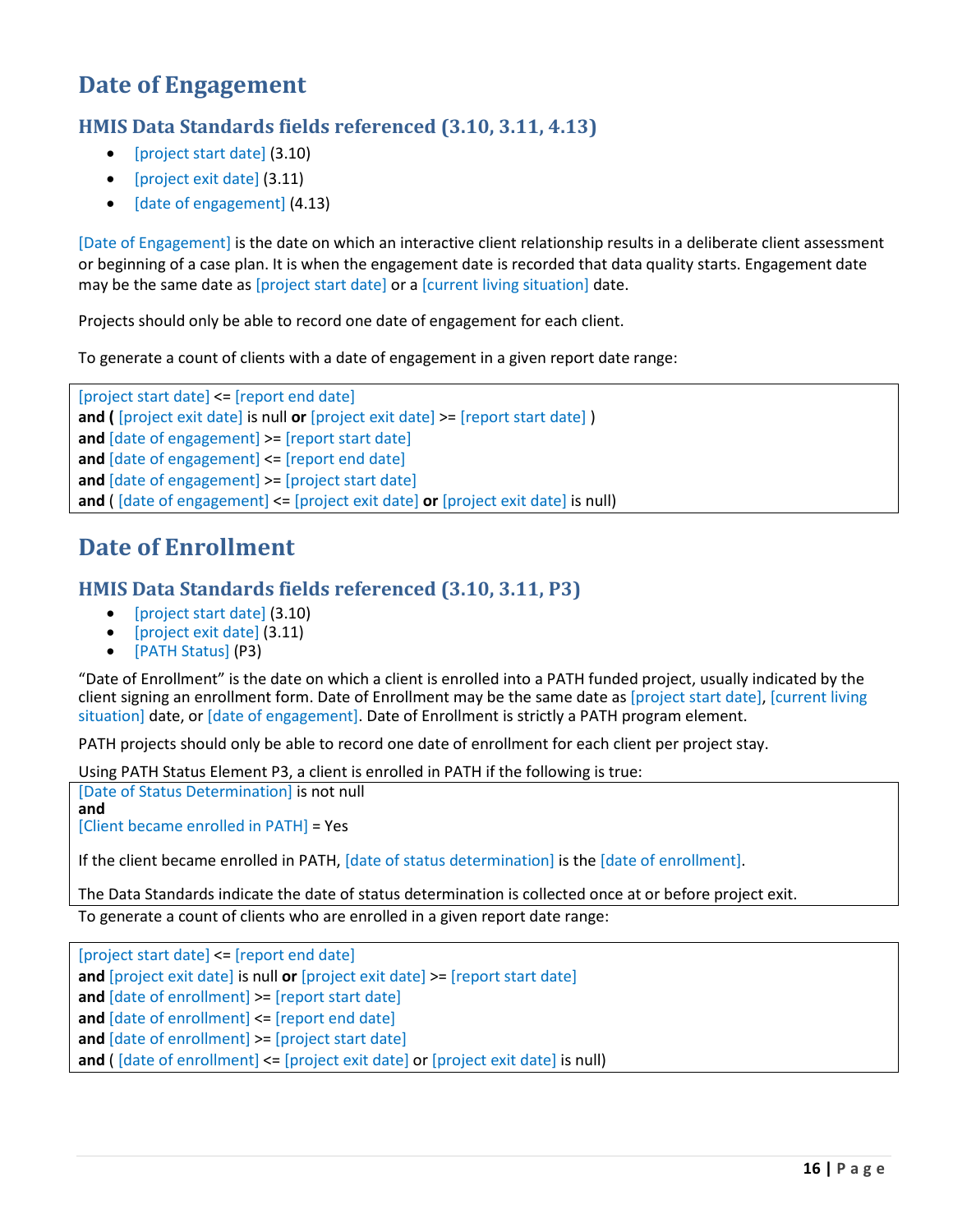# Date of Engagement

## HMIS Data Standards fields referenced (3.10, 3.11, 4.13)

- [project start date] (3.10)
- [project exit date] (3.11)
- [date of engagement] (4.13)

[Date of Engagement] is the date on which an interactive client relationship results in a deliberate client assessment or beginning of a case plan. It is when the engagement date is recorded that data quality starts. Engagement date may be the same date as [project start date] or a [current living situation] date.

Projects should only be able to record one date of engagement for each client.

To generate a count of clients with a date of engagement in a given report date range:

```
[project start date] <= [report end date]
and ( [project exit date] is null or [project exit date] >= [report start date] )
and [date of engagement] >= [report start date]
and [date of engagement] <= [report end date]
and [date of engagement] >= [project start date]
and ( [date of engagement] <= [project exit date] or [project exit date] is null)
```

# Date of Enrollment

## HMIS Data Standards fields referenced (3.10, 3.11, P3)

- [project start date] (3.10)
- [project exit date] (3.11)
- [PATH Status] (P3)

"Date of Enrollment" is the date on which a client is enrolled into a PATH funded project, usually indicated by the client signing an enrollment form. Date of Enrollment may be the same date as [project start date], [current living situation] date, or [date of engagement]. Date of Enrollment is strictly a PATH program element.

PATH projects should only be able to record one date of enrollment for each client per project stay.

Using PATH Status Element P3, a client is enrolled in PATH if the following is true:

```
[Date of Status Determination] is not null
and
[Client became enrolled in PATH] = Yes
```

If the client became enrolled in PATH, [date of status determination] is the [date of enrollment].

The Data Standards indicate the date of status determination is collected once at or before project exit.

To generate a count of clients who are enrolled in a given report date range:

```
[project start date] <= [report end date]
and [project exit date] is null or [project exit date] >= [report start date]
and [date of enrollment] >= [report start date]
and [date of enrollment] <= [report end date]
and [date of enrollment] >= [project start date]
and ( [date of enrollment] <= [project exit date] or [project exit date] is null)
```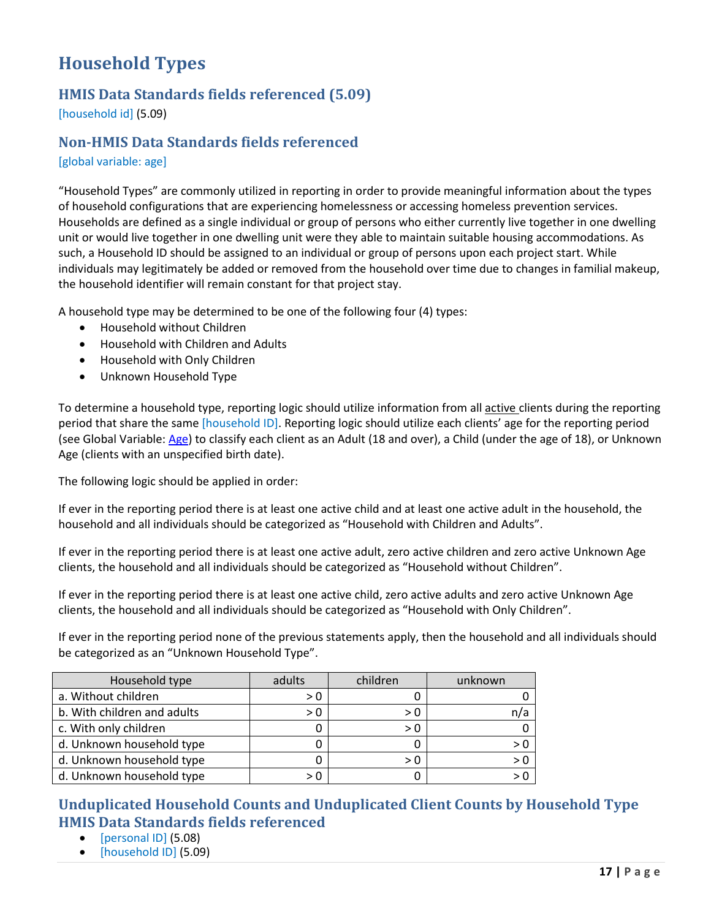# Household Types

## HMIS Data Standards fields referenced (5.09)

[household id] (5.09)

## Non-HMIS Data Standards fields referenced

[global variable: age]

"Household Types" are commonly utilized in reporting in order to provide meaningful information about the types of household configurations that are experiencing homelessness or accessing homeless prevention services. Households are defined as a single individual or group of persons who either currently live together in one dwelling unit or would live together in one dwelling unit were they able to maintain suitable housing accommodations. As such, a Household ID should be assigned to an individual or group of persons upon each project start. While individuals may legitimately be added or removed from the household over time due to changes in familial makeup, the household identifier will remain constant for that project stay.

A household type may be determined to be one of the following four (4) types:

- Household without Children
- Household with Children and Adults
- Household with Only Children
- Unknown Household Type

To determine a household type, reporting logic should utilize information from all active clients during the reporting period that share the same [household ID]. Reporting logic should utilize each clients' age for the reporting period (see Global Variable: Age) to classify each client as an Adult (18 and over), a Child (under the age of 18), or Unknown Age (clients with an unspecified birth date).

The following logic should be applied in order:

If ever in the reporting period there is at least one active child and at least one active adult in the household, the household and all individuals should be categorized as "Household with Children and Adults".

If ever in the reporting period there is at least one active adult, zero active children and zero active Unknown Age clients, the household and all individuals should be categorized as "Household without Children".

If ever in the reporting period there is at least one active child, zero active adults and zero active Unknown Age clients, the household and all individuals should be categorized as "Household with Only Children".

If ever in the reporting period none of the previous statements apply, then the household and all individuals should be categorized as an "Unknown Household Type".

| Household type | adults | children | unknown |
|---|---|---|---|
| a. Without children | > 0 | 0 | 0 |
| b. With children and adults | > 0 | > 0 | n/a |
| c. With only children | 0 | > 0 | 0 |
| d. Unknown household type | 0 | 0 | > 0 |
| d. Unknown household type | 0 | > 0 | > 0 |
| d. Unknown household type | > 0 | 0 | > 0 |

## Unduplicated Household Counts and Unduplicated Client Counts by Household Type HMIS Data Standards fields referenced

- [personal ID] (5.08)
- [household ID] (5.09)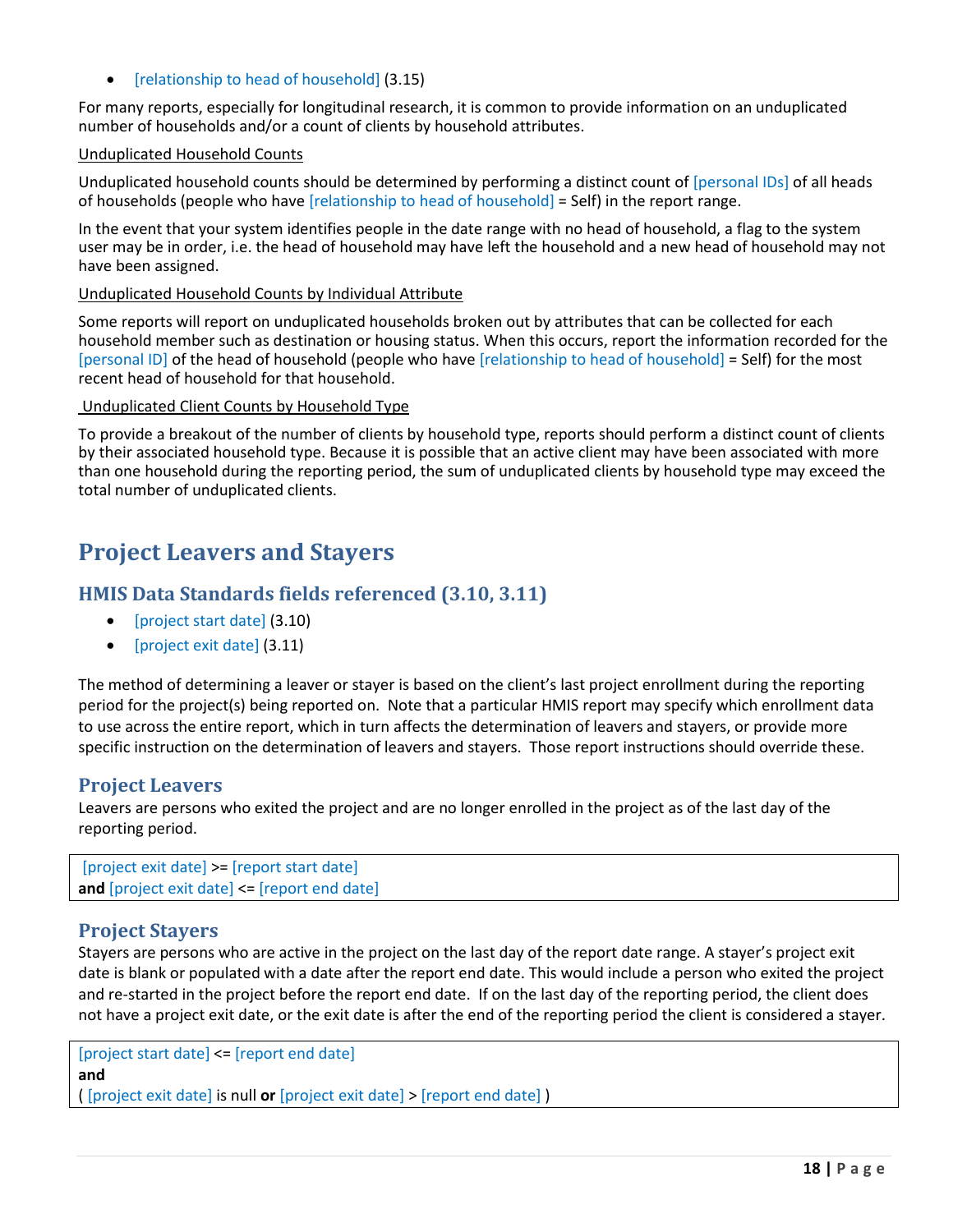- [relationship to head of household] (3.15)

For many reports, especially for longitudinal research, it is common to provide information on an unduplicated number of households and/or a count of clients by household attributes.

Unduplicated Household Counts

Unduplicated household counts should be determined by performing a distinct count of [personal IDs] of all heads of households (people who have [relationship to head of household] = Self) in the report range.

In the event that your system identifies people in the date range with no head of household, a flag to the system user may be in order, i.e. the head of household may have left the household and a new head of household may not have been assigned.

Unduplicated Household Counts by Individual Attribute

Some reports will report on unduplicated households broken out by attributes that can be collected for each household member such as destination or housing status. When this occurs, report the information recorded for the [personal ID] of the head of household (people who have [relationship to head of household] = Self) for the most recent head of household for that household.

Unduplicated Client Counts by Household Type

To provide a breakout of the number of clients by household type, reports should perform a distinct count of clients by their associated household type. Because it is possible that an active client may have been associated with more than one household during the reporting period, the sum of unduplicated clients by household type may exceed the total number of unduplicated clients.

# Project Leavers and Stayers

## HMIS Data Standards fields referenced (3.10, 3.11)

- [project start date] (3.10)
- [project exit date] (3.11)

The method of determining a leaver or stayer is based on the client's last project enrollment during the reporting period for the project(s) being reported on. Note that a particular HMIS report may specify which enrollment data to use across the entire report, which in turn affects the determination of leavers and stayers, or provide more specific instruction on the determination of leavers and stayers. Those report instructions should override these.

### Project Leavers

Leavers are persons who exited the project and are no longer enrolled in the project as of the last day of the reporting period.

```
[project exit date] >= [report start date]
and [project exit date] <= [report end date]
```

### Project Stayers

Stayers are persons who are active in the project on the last day of the report date range. A stayer's project exit date is blank or populated with a date after the report end date. This would include a person who exited the project and re-started in the project before the report end date. If on the last day of the reporting period, the client does not have a project exit date, or the exit date is after the end of the reporting period the client is considered a stayer.

```
[project start date] <= [report end date]
and
( [project exit date] is null or [project exit date] > [report end date] )
```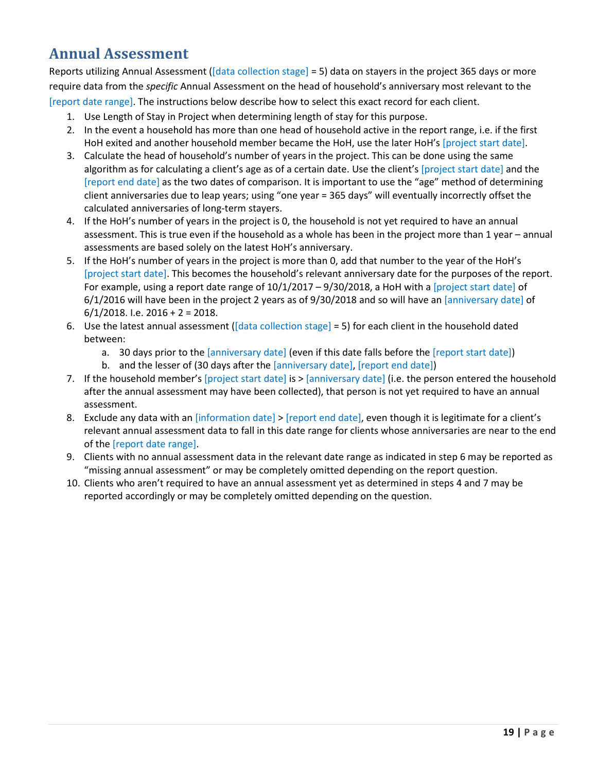# Annual Assessment

Reports utilizing Annual Assessment ([data collection stage] = 5) data on stayers in the project 365 days or more require data from the *specific* Annual Assessment on the head of household's anniversary most relevant to the [report date range]. The instructions below describe how to select this exact record for each client.

1. Use Length of Stay in Project when determining length of stay for this purpose.
2. In the event a household has more than one head of household active in the report range, i.e. if the first HoH exited and another household member became the HoH, use the later HoH's [project start date].
3. Calculate the head of household's number of years in the project. This can be done using the same algorithm as for calculating a client's age as of a certain date. Use the client's [project start date] and the [report end date] as the two dates of comparison. It is important to use the "age" method of determining client anniversaries due to leap years; using "one year = 365 days" will eventually incorrectly offset the calculated anniversaries of long-term stayers.
4. If the HoH's number of years in the project is 0, the household is not yet required to have an annual assessment. This is true even if the household as a whole has been in the project more than 1 year – annual assessments are based solely on the latest HoH's anniversary.
5. If the HoH's number of years in the project is more than 0, add that number to the year of the HoH's [project start date]. This becomes the household's relevant anniversary date for the purposes of the report. For example, using a report date range of 10/1/2017 – 9/30/2018, a HoH with a [project start date] of 6/1/2016 will have been in the project 2 years as of 9/30/2018 and so will have an [anniversary date] of 6/1/2018. I.e. 2016 + 2 = 2018.
6. Use the latest annual assessment ([data collection stage] = 5) for each client in the household dated between:
   a. 30 days prior to the [anniversary date] (even if this date falls before the [report start date])
   b. and the lesser of (30 days after the [anniversary date], [report end date])
7. If the household member's [project start date] is > [anniversary date] (i.e. the person entered the household after the annual assessment may have been collected), that person is not yet required to have an annual assessment.
8. Exclude any data with an [information date] > [report end date], even though it is legitimate for a client's relevant annual assessment data to fall in this date range for clients whose anniversaries are near to the end of the [report date range].
9. Clients with no annual assessment data in the relevant date range as indicated in step 6 may be reported as "missing annual assessment" or may be completely omitted depending on the report question.
10. Clients who aren't required to have an annual assessment yet as determined in steps 4 and 7 may be reported accordingly or may be completely omitted depending on the question.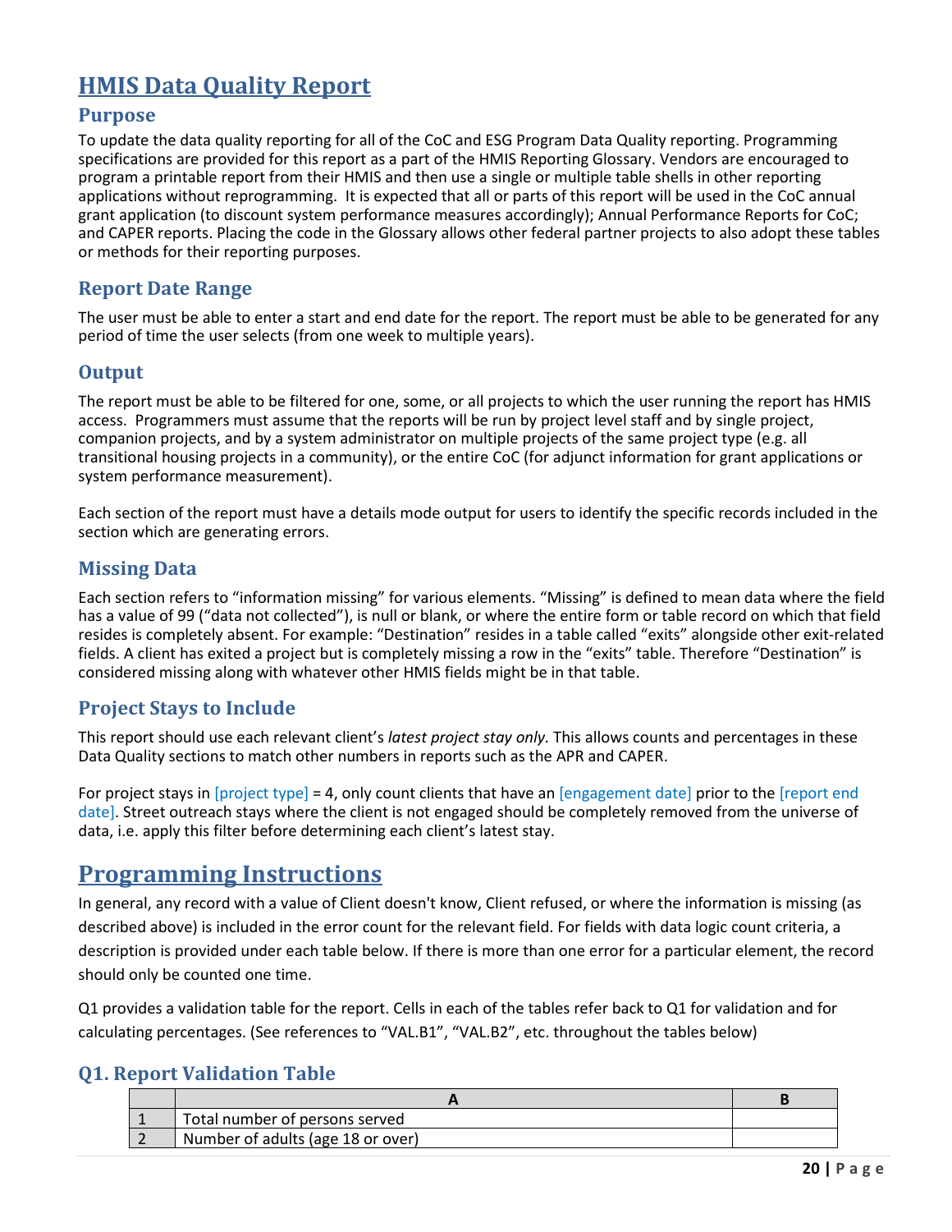# HMIS Data Quality Report

## Purpose

To update the data quality reporting for all of the CoC and ESG Program Data Quality reporting. Programming specifications are provided for this report as a part of the HMIS Reporting Glossary. Vendors are encouraged to program a printable report from their HMIS and then use a single or multiple table shells in other reporting applications without reprogramming. It is expected that all or parts of this report will be used in the CoC annual grant application (to discount system performance measures accordingly); Annual Performance Reports for CoC; and CAPER reports. Placing the code in the Glossary allows other federal partner projects to also adopt these tables or methods for their reporting purposes.

## Report Date Range

The user must be able to enter a start and end date for the report. The report must be able to be generated for any period of time the user selects (from one week to multiple years).

## Output

The report must be able to be filtered for one, some, or all projects to which the user running the report has HMIS access. Programmers must assume that the reports will be run by project level staff and by single project, companion projects, and by a system administrator on multiple projects of the same project type (e.g. all transitional housing projects in a community), or the entire CoC (for adjunct information for grant applications or system performance measurement).

Each section of the report must have a details mode output for users to identify the specific records included in the section which are generating errors.

## Missing Data

Each section refers to "information missing" for various elements. "Missing" is defined to mean data where the field has a value of 99 ("data not collected"), is null or blank, or where the entire form or table record on which that field resides is completely absent. For example: "Destination" resides in a table called "exits" alongside other exit-related fields. A client has exited a project but is completely missing a row in the "exits" table. Therefore "Destination" is considered missing along with whatever other HMIS fields might be in that table.

## Project Stays to Include

This report should use each relevant client's *latest project stay only.* This allows counts and percentages in these Data Quality sections to match other numbers in reports such as the APR and CAPER.

For project stays in [project type] = 4, only count clients that have an [engagement date] prior to the [report end date]. Street outreach stays where the client is not engaged should be completely removed from the universe of data, i.e. apply this filter before determining each client's latest stay.

# Programming Instructions

In general, any record with a value of Client doesn't know, Client refused, or where the information is missing (as described above) is included in the error count for the relevant field. For fields with data logic count criteria, a description is provided under each table below. If there is more than one error for a particular element, the record should only be counted one time.

Q1 provides a validation table for the report. Cells in each of the tables refer back to Q1 for validation and for calculating percentages. (See references to "VAL.B1", "VAL.B2", etc. throughout the tables below)

## Q1. Report Validation Table

| | A | B |
|---|---|---|
| 1 | Total number of persons served | |
| 2 | Number of adults (age 18 or over) | |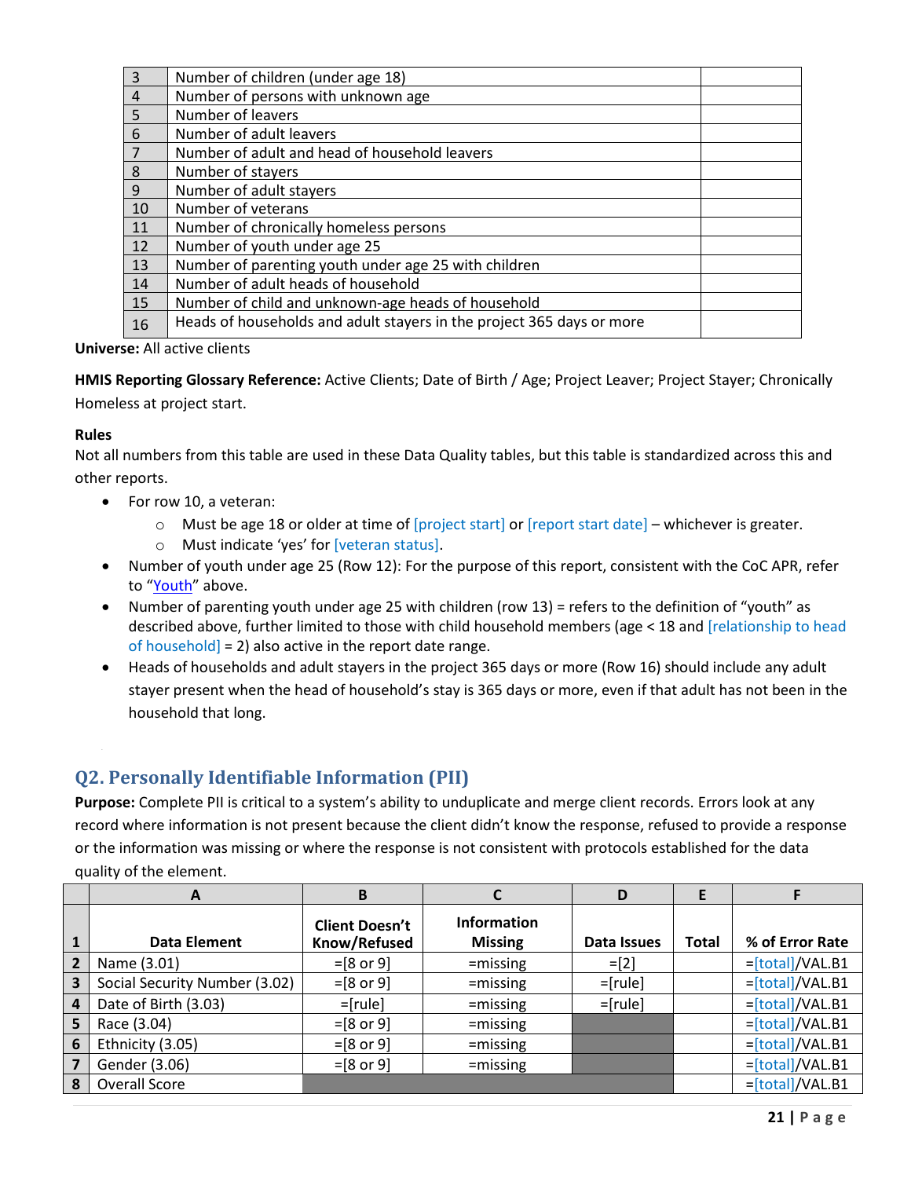| | | |
|---|---|---|
| 3 | Number of children (under age 18) | |
| 4 | Number of persons with unknown age | |
| 5 | Number of leavers | |
| 6 | Number of adult leavers | |
| 7 | Number of adult and head of household leavers | |
| 8 | Number of stayers | |
| 9 | Number of adult stayers | |
| 10 | Number of veterans | |
| 11 | Number of chronically homeless persons | |
| 12 | Number of youth under age 25 | |
| 13 | Number of parenting youth under age 25 with children | |
| 14 | Number of adult heads of household | |
| 15 | Number of child and unknown-age heads of household | |
| 16 | Heads of households and adult stayers in the project 365 days or more | |

**Universe:** All active clients

**HMIS Reporting Glossary Reference:** Active Clients; Date of Birth / Age; Project Leaver; Project Stayer; Chronically Homeless at project start.

**Rules**

Not all numbers from this table are used in these Data Quality tables, but this table is standardized across this and other reports.

- For row 10, a veteran:
  - Must be age 18 or older at time of [project start] or [report start date] – whichever is greater.
  - Must indicate 'yes' for [veteran status].
- Number of youth under age 25 (Row 12): For the purpose of this report, consistent with the CoC APR, refer to "Youth" above.
- Number of parenting youth under age 25 with children (row 13) = refers to the definition of "youth" as described above, further limited to those with child household members (age < 18 and [relationship to head of household] = 2) also active in the report date range.
- Heads of households and adult stayers in the project 365 days or more (Row 16) should include any adult stayer present when the head of household's stay is 365 days or more, even if that adult has not been in the household that long.

## Q2. Personally Identifiable Information (PII)

**Purpose:** Complete PII is critical to a system's ability to unduplicate and merge client records. Errors look at any record where information is not present because the client didn't know the response, refused to provide a response or the information was missing or where the response is not consistent with protocols established for the data quality of the element.

| | A | B | C | D | E | F |
|---|---|---|---|---|---|---|
| 1 | Data Element | Client Doesn't Know/Refused | Information Missing | Data Issues | Total | % of Error Rate |
| 2 | Name (3.01) | =[8 or 9] | =missing | =[2] | | =[total]/VAL.B1 |
| 3 | Social Security Number (3.02) | =[8 or 9] | =missing | =[rule] | | =[total]/VAL.B1 |
| 4 | Date of Birth (3.03) | =[rule] | =missing | =[rule] | | =[total]/VAL.B1 |
| 5 | Race (3.04) | =[8 or 9] | =missing | | | =[total]/VAL.B1 |
| 6 | Ethnicity (3.05) | =[8 or 9] | =missing | | | =[total]/VAL.B1 |
| 7 | Gender (3.06) | =[8 or 9] | =missing | | | =[total]/VAL.B1 |
| 8 | Overall Score | | | | | =[total]/VAL.B1 |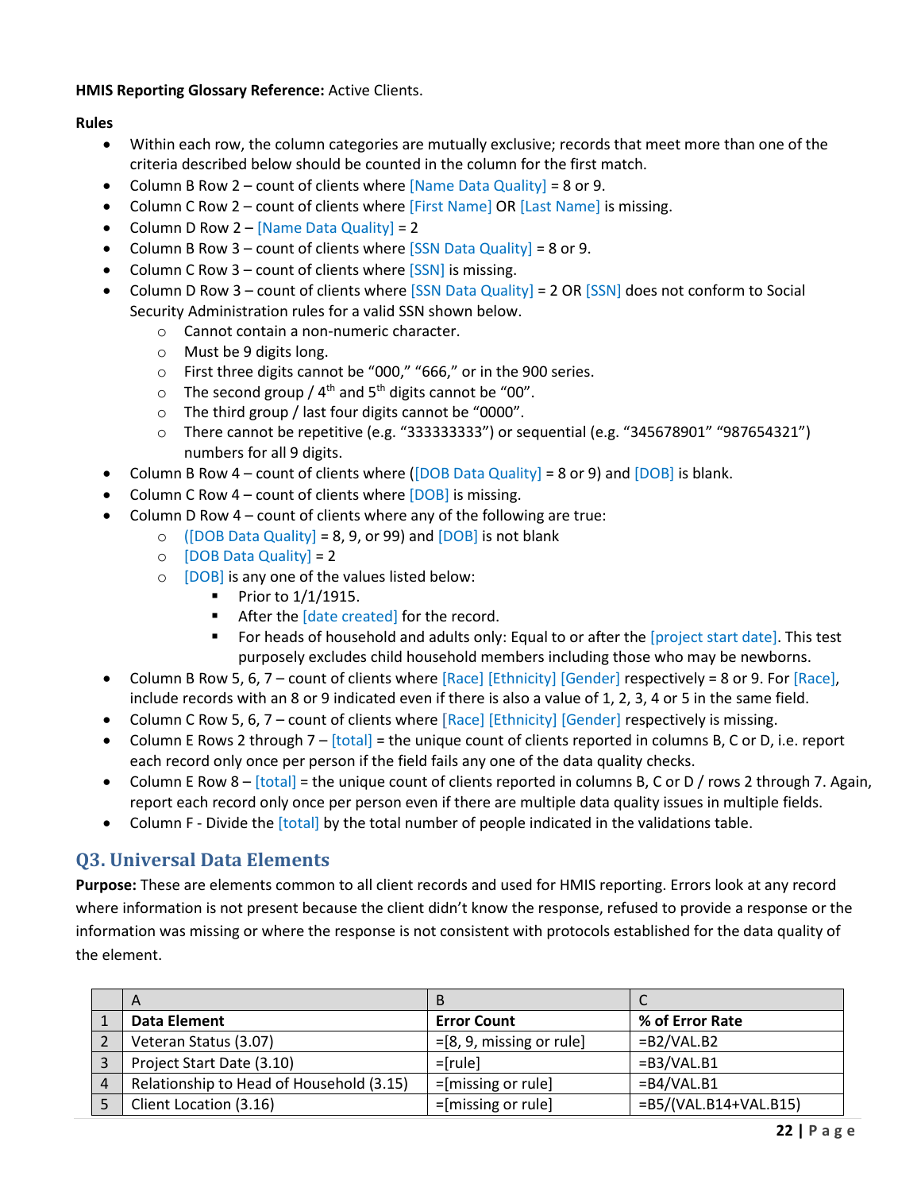**HMIS Reporting Glossary Reference:** Active Clients.

**Rules**

- Within each row, the column categories are mutually exclusive; records that meet more than one of the criteria described below should be counted in the column for the first match.
- Column B Row 2 – count of clients where [Name Data Quality] = 8 or 9.
- Column C Row 2 – count of clients where [First Name] OR [Last Name] is missing.
- Column D Row 2 – [Name Data Quality] = 2
- Column B Row 3 – count of clients where [SSN Data Quality] = 8 or 9.
- Column C Row 3 – count of clients where [SSN] is missing.
- Column D Row 3 – count of clients where [SSN Data Quality] = 2 OR [SSN] does not conform to Social Security Administration rules for a valid SSN shown below.
    - Cannot contain a non-numeric character.
    - Must be 9 digits long.
    - First three digits cannot be “000,” “666,” or in the 900 series.
    - The second group / 4th and 5th digits cannot be “00”.
    - The third group / last four digits cannot be “0000”.
    - There cannot be repetitive (e.g. “333333333”) or sequential (e.g. “345678901” “987654321”) numbers for all 9 digits.
- Column B Row 4 – count of clients where ([DOB Data Quality] = 8 or 9) and [DOB] is blank.
- Column C Row 4 – count of clients where [DOB] is missing.
- Column D Row 4 – count of clients where any of the following are true:
    - ([DOB Data Quality] = 8, 9, or 99) and [DOB] is not blank
    - [DOB Data Quality] = 2
    - [DOB] is any one of the values listed below:
        - Prior to 1/1/1915.
        - After the [date created] for the record.
        - For heads of household and adults only: Equal to or after the [project start date]. This test purposely excludes child household members including those who may be newborns.
- Column B Row 5, 6, 7 – count of clients where [Race] [Ethnicity] [Gender] respectively = 8 or 9. For [Race], include records with an 8 or 9 indicated even if there is also a value of 1, 2, 3, 4 or 5 in the same field.
- Column C Row 5, 6, 7 – count of clients where [Race] [Ethnicity] [Gender] respectively is missing.
- Column E Rows 2 through 7 – [total] = the unique count of clients reported in columns B, C or D, i.e. report each record only once per person even if the field fails any one of the data quality checks.
- Column E Row 8 – [total] = the unique count of clients reported in columns B, C or D / rows 2 through 7. Again, report each record only once per person even if there are multiple data quality issues in multiple fields.
- Column F - Divide the [total] by the total number of people indicated in the validations table.

## Q3. Universal Data Elements

**Purpose:** These are elements common to all client records and used for HMIS reporting. Errors look at any record where information is not present because the client didn’t know the response, refused to provide a response or the information was missing or where the response is not consistent with protocols established for the data quality of the element.

| | A | B | C |
|---|---|---|---|
| 1 | **Data Element** | **Error Count** | **% of Error Rate** |
| 2 | Veteran Status (3.07) | =[8, 9, missing or rule] | =B2/VAL.B2 |
| 3 | Project Start Date (3.10) | =[rule] | =B3/VAL.B1 |
| 4 | Relationship to Head of Household (3.15) | =[missing or rule] | =B4/VAL.B1 |
| 5 | Client Location (3.16) | =[missing or rule] | =B5/(VAL.B14+VAL.B15) |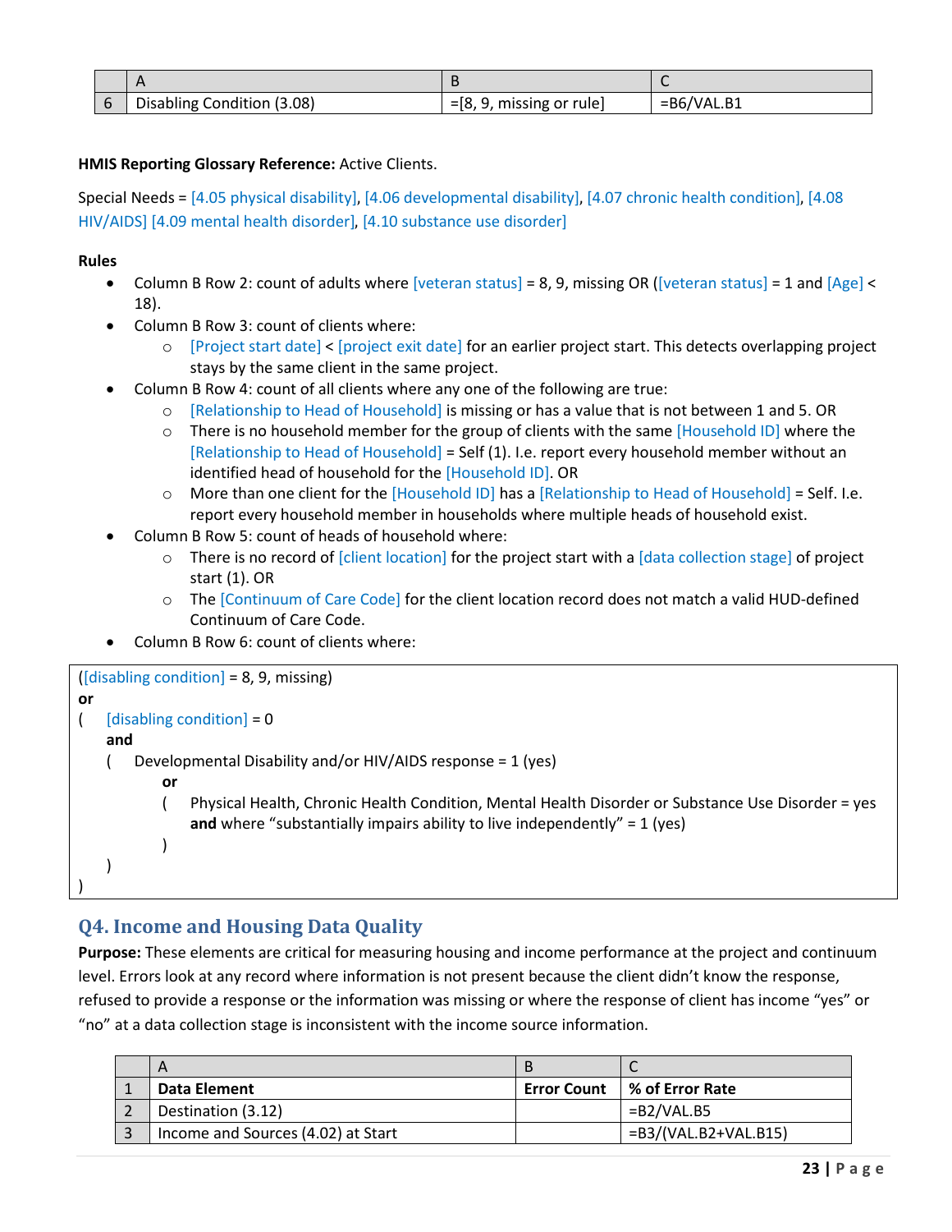| | A | B | C |
|---|---|---|---|
| 6 | Disabling Condition (3.08) | =[8, 9, missing or rule] | =B6/VAL.B1 |

**HMIS Reporting Glossary Reference:** Active Clients.

Special Needs = [4.05 physical disability], [4.06 developmental disability], [4.07 chronic health condition], [4.08 HIV/AIDS] [4.09 mental health disorder], [4.10 substance use disorder]

**Rules**

- Column B Row 2: count of adults where [veteran status] = 8, 9, missing OR ([veteran status] = 1 and [Age] < 18).
- Column B Row 3: count of clients where:
  - [Project start date] < [project exit date] for an earlier project start. This detects overlapping project stays by the same client in the same project.
- Column B Row 4: count of all clients where any one of the following are true:
  - [Relationship to Head of Household] is missing or has a value that is not between 1 and 5. OR
  - There is no household member for the group of clients with the same [Household ID] where the [Relationship to Head of Household] = Self (1). I.e. report every household member without an identified head of household for the [Household ID]. OR
  - More than one client for the [Household ID] has a [Relationship to Head of Household] = Self. I.e. report every household member in households where multiple heads of household exist.
- Column B Row 5: count of heads of household where:
  - There is no record of [client location] for the project start with a [data collection stage] of project start (1). OR
  - The [Continuum of Care Code] for the client location record does not match a valid HUD-defined Continuum of Care Code.
- Column B Row 6: count of clients where:

```
([disabling condition] = 8, 9, missing)
or
(    [disabling condition] = 0
     and
     (    Developmental Disability and/or HIV/AIDS response = 1 (yes)
          or
          (    Physical Health, Chronic Health Condition, Mental Health Disorder or Substance Use Disorder = yes
               and where "substantially impairs ability to live independently" = 1 (yes)
          )
     )
)
```

## Q4. Income and Housing Data Quality

**Purpose:** These elements are critical for measuring housing and income performance at the project and continuum level. Errors look at any record where information is not present because the client didn't know the response, refused to provide a response or the information was missing or where the response of client has income "yes" or "no" at a data collection stage is inconsistent with the income source information.

| | A | B | C |
|---|---|---|---|
| 1 | **Data Element** | **Error Count** | **% of Error Rate** |
| 2 | Destination (3.12) | | =B2/VAL.B5 |
| 3 | Income and Sources (4.02) at Start | | =B3/(VAL.B2+VAL.B15) |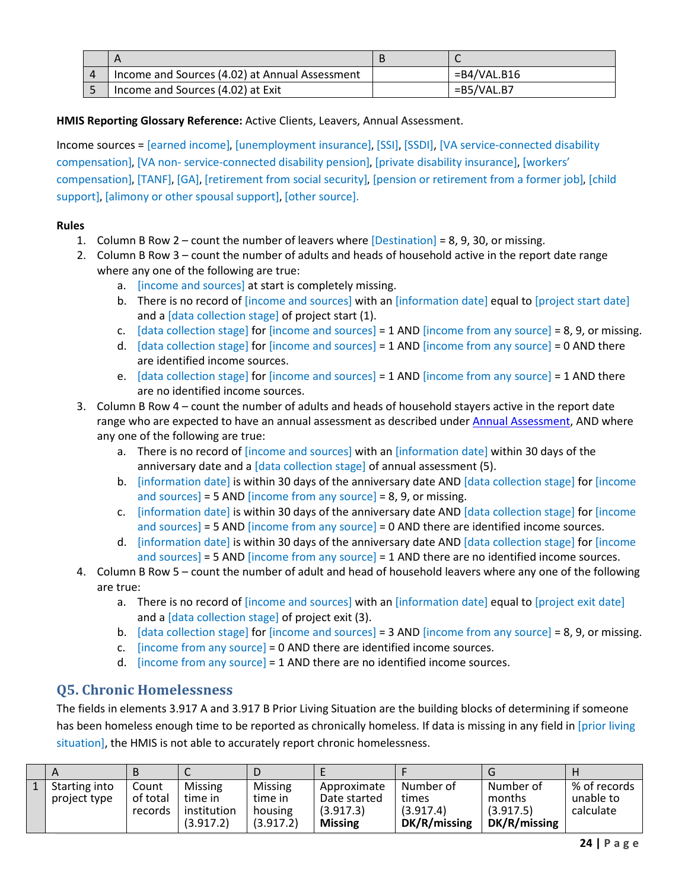| | A | B | C |
|---|---|---|---|
| 4 | Income and Sources (4.02) at Annual Assessment | | =B4/VAL.B16 |
| 5 | Income and Sources (4.02) at Exit | | =B5/VAL.B7 |

**HMIS Reporting Glossary Reference:** Active Clients, Leavers, Annual Assessment.

Income sources = [earned income], [unemployment insurance], [SSI], [SSDI], [VA service-connected disability compensation], [VA non- service-connected disability pension], [private disability insurance], [workers' compensation], [TANF], [GA], [retirement from social security], [pension or retirement from a former job], [child support], [alimony or other spousal support], [other source].

**Rules**

1. Column B Row 2 – count the number of leavers where [Destination] = 8, 9, 30, or missing.
2. Column B Row 3 – count the number of adults and heads of household active in the report date range where any one of the following are true:
   a. [income and sources] at start is completely missing.
   b. There is no record of [income and sources] with an [information date] equal to [project start date] and a [data collection stage] of project start (1).
   c. [data collection stage] for [income and sources] = 1 AND [income from any source] = 8, 9, or missing.
   d. [data collection stage] for [income and sources] = 1 AND [income from any source] = 0 AND there are identified income sources.
   e. [data collection stage] for [income and sources] = 1 AND [income from any source] = 1 AND there are no identified income sources.
3. Column B Row 4 – count the number of adults and heads of household stayers active in the report date range who are expected to have an annual assessment as described under Annual Assessment, AND where any one of the following are true:
   a. There is no record of [income and sources] with an [information date] within 30 days of the anniversary date and a [data collection stage] of annual assessment (5).
   b. [information date] is within 30 days of the anniversary date AND [data collection stage] for [income and sources] = 5 AND [income from any source] = 8, 9, or missing.
   c. [information date] is within 30 days of the anniversary date AND [data collection stage] for [income and sources] = 5 AND [income from any source] = 0 AND there are identified income sources.
   d. [information date] is within 30 days of the anniversary date AND [data collection stage] for [income and sources] = 5 AND [income from any source] = 1 AND there are no identified income sources.
4. Column B Row 5 – count the number of adult and head of household leavers where any one of the following are true:
   a. There is no record of [income and sources] with an [information date] equal to [project exit date] and a [data collection stage] of project exit (3).
   b. [data collection stage] for [income and sources] = 3 AND [income from any source] = 8, 9, or missing.
   c. [income from any source] = 0 AND there are identified income sources.
   d. [income from any source] = 1 AND there are no identified income sources.

## Q5. Chronic Homelessness

The fields in elements 3.917 A and 3.917 B Prior Living Situation are the building blocks of determining if someone has been homeless enough time to be reported as chronically homeless. If data is missing in any field in [prior living situation], the HMIS is not able to accurately report chronic homelessness.

| | A | B | C | D | E | F | G | H |
|---|---|---|---|---|---|---|---|---|
| 1 | Starting into project type | Count of total records | Missing time in institution (3.917.2) | Missing time in housing (3.917.2) | Approximate Date started (3.917.3) **Missing** | Number of times (3.917.4) **DK/R/missing** | Number of months (3.917.5) **DK/R/missing** | % of records unable to calculate |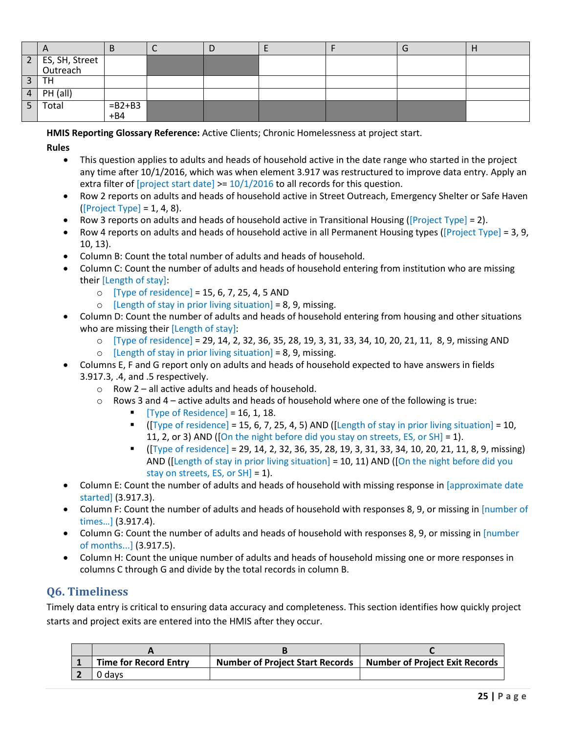| | A | B | C | D | E | F | G | H |
|---|---|---|---|---|---|---|---|---|
| 2 | ES, SH, Street Outreach | | | | | | | |
| 3 | TH | | | | | | | |
| 4 | PH (all) | | | | | | | |
| 5 | Total | =B2+B3+B4 | | | | | | |

**HMIS Reporting Glossary Reference:** Active Clients; Chronic Homelessness at project start.

**Rules**

- This question applies to adults and heads of household active in the date range who started in the project any time after 10/1/2016, which was when element 3.917 was restructured to improve data entry. Apply an extra filter of [project start date] >= 10/1/2016 to all records for this question.
- Row 2 reports on adults and heads of household active in Street Outreach, Emergency Shelter or Safe Haven ([Project Type] = 1, 4, 8).
- Row 3 reports on adults and heads of household active in Transitional Housing ([Project Type] = 2).
- Row 4 reports on adults and heads of household active in all Permanent Housing types ([Project Type] = 3, 9, 10, 13).
- Column B: Count the total number of adults and heads of household.
- Column C: Count the number of adults and heads of household entering from institution who are missing their [Length of stay]:
  - [Type of residence] = 15, 6, 7, 25, 4, 5 AND
  - [Length of stay in prior living situation] = 8, 9, missing.
- Column D: Count the number of adults and heads of household entering from housing and other situations who are missing their [Length of stay]:
  - [Type of residence] = 29, 14, 2, 32, 36, 35, 28, 19, 3, 31, 33, 34, 10, 20, 21, 11, 8, 9, missing AND
  - [Length of stay in prior living situation] = 8, 9, missing.
- Columns E, F and G report only on adults and heads of household expected to have answers in fields 3.917.3, .4, and .5 respectively.
  - Row 2 – all active adults and heads of household.
  - Rows 3 and 4 – active adults and heads of household where one of the following is true:
    - [Type of Residence] = 16, 1, 18.
    - ([Type of residence] = 15, 6, 7, 25, 4, 5) AND ([Length of stay in prior living situation] = 10, 11, 2, or 3) AND ([On the night before did you stay on streets, ES, or SH] = 1).
    - ([Type of residence] = 29, 14, 2, 32, 36, 35, 28, 19, 3, 31, 33, 34, 10, 20, 21, 11, 8, 9, missing) AND ([Length of stay in prior living situation] = 10, 11) AND ([On the night before did you stay on streets, ES, or SH] = 1).
- Column E: Count the number of adults and heads of household with missing response in [approximate date started] (3.917.3).
- Column F: Count the number of adults and heads of household with responses 8, 9, or missing in [number of times…] (3.917.4).
- Column G: Count the number of adults and heads of household with responses 8, 9, or missing in [number of months…] (3.917.5).
- Column H: Count the unique number of adults and heads of household missing one or more responses in columns C through G and divide by the total records in column B.

## Q6. Timeliness

Timely data entry is critical to ensuring data accuracy and completeness. This section identifies how quickly project starts and project exits are entered into the HMIS after they occur.

| | A | B | C |
|---|---|---|---|
| 1 | **Time for Record Entry** | **Number of Project Start Records** | **Number of Project Exit Records** |
| 2 | 0 days | | |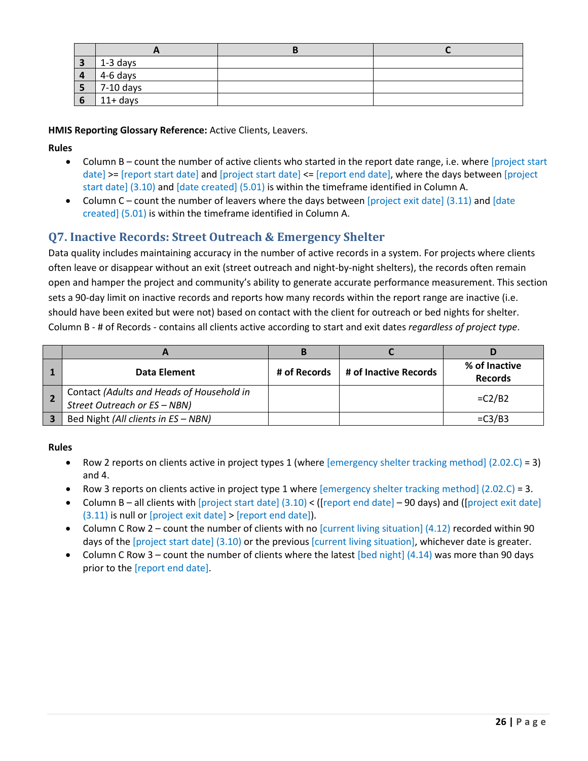| | A | B | C |
|---|---|---|---|
| 3 | 1-3 days | | |
| 4 | 4-6 days | | |
| 5 | 7-10 days | | |
| 6 | 11+ days | | |

**HMIS Reporting Glossary Reference:** Active Clients, Leavers.

**Rules**

- Column B – count the number of active clients who started in the report date range, i.e. where [project start date] >= [report start date] and [project start date] <= [report end date], where the days between [project start date] (3.10) and [date created] (5.01) is within the timeframe identified in Column A.
- Column C – count the number of leavers where the days between [project exit date] (3.11) and [date created] (5.01) is within the timeframe identified in Column A.

## Q7. Inactive Records: Street Outreach & Emergency Shelter

Data quality includes maintaining accuracy in the number of active records in a system. For projects where clients often leave or disappear without an exit (street outreach and night-by-night shelters), the records often remain open and hamper the project and community's ability to generate accurate performance measurement. This section sets a 90-day limit on inactive records and reports how many records within the report range are inactive (i.e. should have been exited but were not) based on contact with the client for outreach or bed nights for shelter. Column B - # of Records - contains all clients active according to start and exit dates *regardless of project type*.

| | A | B | C | D |
|---|---|---|---|---|
| 1 | **Data Element** | **# of Records** | **# of Inactive Records** | **% of Inactive Records** |
| 2 | Contact *(Adults and Heads of Household in Street Outreach or ES – NBN)* | | | =C2/B2 |
| 3 | Bed Night *(All clients in ES – NBN)* | | | =C3/B3 |

**Rules**

- Row 2 reports on clients active in project types 1 (where [emergency shelter tracking method] (2.02.C) = 3) and 4.
- Row 3 reports on clients active in project type 1 where [emergency shelter tracking method] (2.02.C) = 3.
- Column B – all clients with [project start date] (3.10) < ([report end date] – 90 days) and ([project exit date] (3.11) is null or [project exit date] > [report end date]).
- Column C Row 2 – count the number of clients with no [current living situation] (4.12) recorded within 90 days of the [project start date] (3.10) or the previous [current living situation], whichever date is greater.
- Column C Row 3 – count the number of clients where the latest [bed night] (4.14) was more than 90 days prior to the [report end date].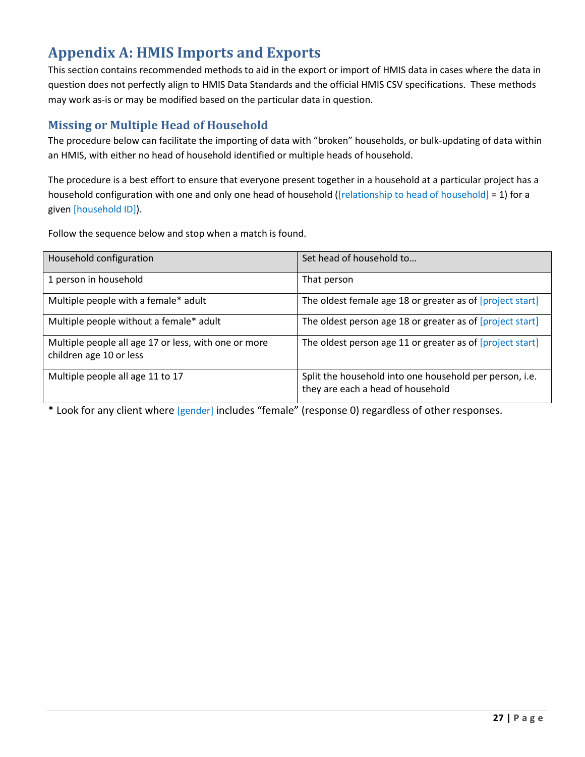# Appendix A: HMIS Imports and Exports

This section contains recommended methods to aid in the export or import of HMIS data in cases where the data in question does not perfectly align to HMIS Data Standards and the official HMIS CSV specifications. These methods may work as-is or may be modified based on the particular data in question.

## Missing or Multiple Head of Household

The procedure below can facilitate the importing of data with "broken" households, or bulk-updating of data within an HMIS, with either no head of household identified or multiple heads of household.

The procedure is a best effort to ensure that everyone present together in a household at a particular project has a household configuration with one and only one head of household ([relationship to head of household] = 1) for a given [household ID]).

Follow the sequence below and stop when a match is found.

| Household configuration | Set head of household to… |
|---|---|
| 1 person in household | That person |
| Multiple people with a female* adult | The oldest female age 18 or greater as of [project start] |
| Multiple people without a female* adult | The oldest person age 18 or greater as of [project start] |
| Multiple people all age 17 or less, with one or more children age 10 or less | The oldest person age 11 or greater as of [project start] |
| Multiple people all age 11 to 17 | Split the household into one household per person, i.e. they are each a head of household |

* Look for any client where [gender] includes "female" (response 0) regardless of other responses.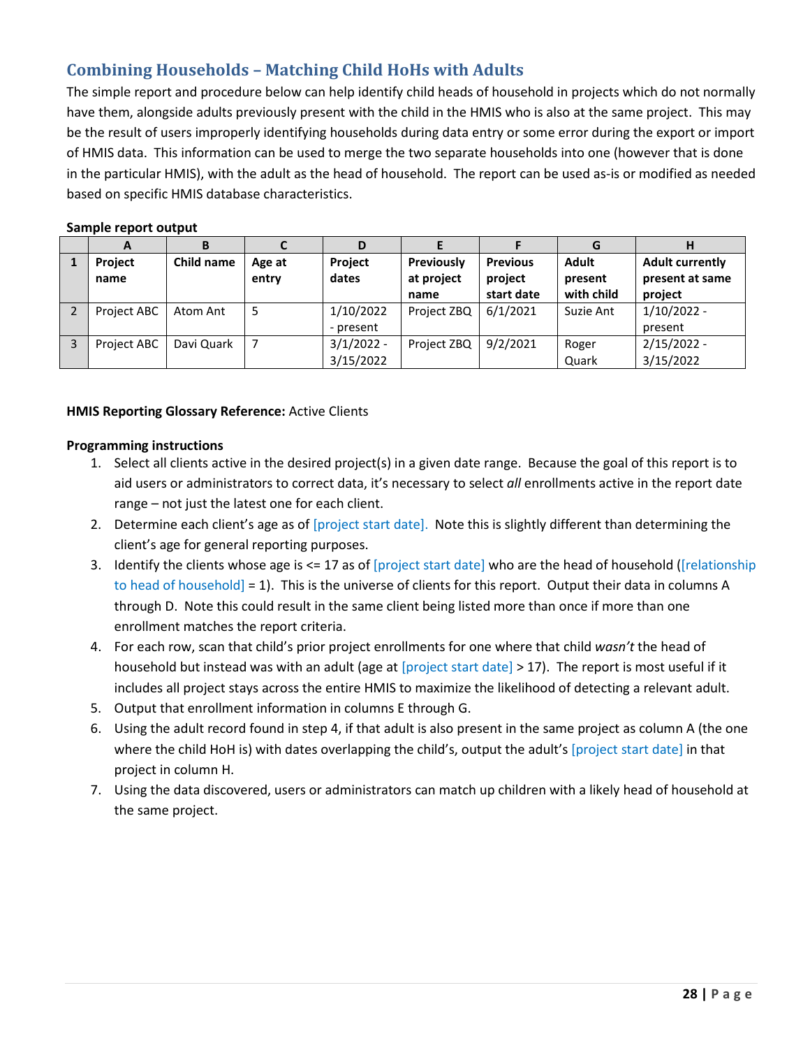## Combining Households – Matching Child HoHs with Adults

The simple report and procedure below can help identify child heads of household in projects which do not normally have them, alongside adults previously present with the child in the HMIS who is also at the same project. This may be the result of users improperly identifying households during data entry or some error during the export or import of HMIS data. This information can be used to merge the two separate households into one (however that is done in the particular HMIS), with the adult as the head of household. The report can be used as-is or modified as needed based on specific HMIS database characteristics.

**Sample report output**

| | A | B | C | D | E | F | G | H |
|---|---|---|---|---|---|---|---|---|
| 1 | **Project name** | **Child name** | **Age at entry** | **Project dates** | **Previously at project name** | **Previous project start date** | **Adult present with child** | **Adult currently present at same project** |
| 2 | Project ABC | Atom Ant | 5 | 1/10/2022 - present | Project ZBQ | 6/1/2021 | Suzie Ant | 1/10/2022 - present |
| 3 | Project ABC | Davi Quark | 7 | 3/1/2022 - 3/15/2022 | Project ZBQ | 9/2/2021 | Roger Quark | 2/15/2022 - 3/15/2022 |

**HMIS Reporting Glossary Reference:** Active Clients

**Programming instructions**

1. Select all clients active in the desired project(s) in a given date range. Because the goal of this report is to aid users or administrators to correct data, it's necessary to select *all* enrollments active in the report date range – not just the latest one for each client.
2. Determine each client's age as of [project start date]. Note this is slightly different than determining the client's age for general reporting purposes.
3. Identify the clients whose age is <= 17 as of [project start date] who are the head of household ([relationship to head of household] = 1). This is the universe of clients for this report. Output their data in columns A through D. Note this could result in the same client being listed more than once if more than one enrollment matches the report criteria.
4. For each row, scan that child's prior project enrollments for one where that child *wasn't* the head of household but instead was with an adult (age at [project start date] > 17). The report is most useful if it includes all project stays across the entire HMIS to maximize the likelihood of detecting a relevant adult.
5. Output that enrollment information in columns E through G.
6. Using the adult record found in step 4, if that adult is also present in the same project as column A (the one where the child HoH is) with dates overlapping the child's, output the adult's [project start date] in that project in column H.
7. Using the data discovered, users or administrators can match up children with a likely head of household at the same project.